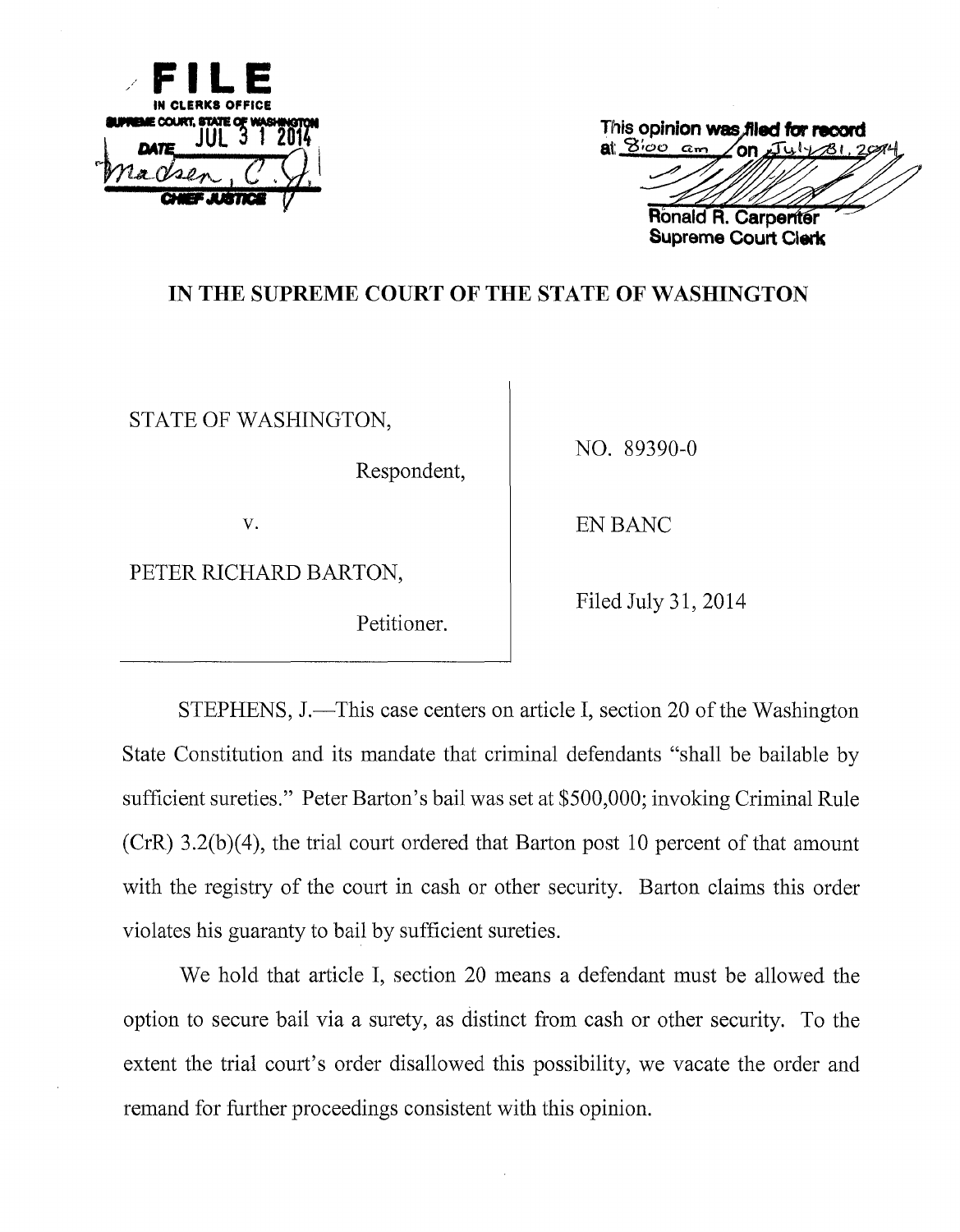FILE
IN CLERKS OFFICE
SUPREME COURT, STATE OF WASHINGTON
DATE JUL 31 2014
Madsen, C.J.
CHIEF JUSTICE

This opinion was filed for record
at 8:00 am on July 31, 2014

Ronald R. Carpenter
Supreme Court Clerk

# IN THE SUPREME COURT OF THE STATE OF WASHINGTON

STATE OF WASHINGTON,

Respondent,

v.

PETER RICHARD BARTON,

Petitioner.

NO. 89390-0

EN BANC

Filed July 31, 2014

STEPHENS, J.—This case centers on article I, section 20 of the Washington State Constitution and its mandate that criminal defendants "shall be bailable by sufficient sureties." Peter Barton's bail was set at $500,000; invoking Criminal Rule (CrR) 3.2(b)(4), the trial court ordered that Barton post 10 percent of that amount with the registry of the court in cash or other security. Barton claims this order violates his guaranty to bail by sufficient sureties.

We hold that article I, section 20 means a defendant must be allowed the option to secure bail via a surety, as distinct from cash or other security. To the extent the trial court's order disallowed this possibility, we vacate the order and remand for further proceedings consistent with this opinion.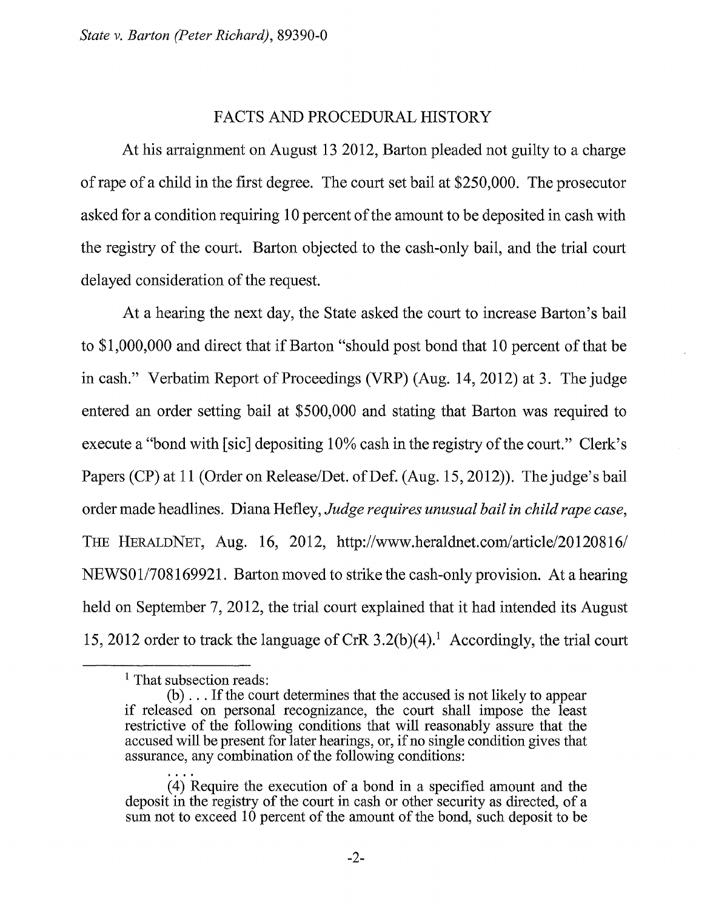## FACTS AND PROCEDURAL HISTORY

At his arraignment on August 13 2012, Barton pleaded not guilty to a charge of rape of a child in the first degree. The court set bail at $250,000. The prosecutor asked for a condition requiring 10 percent of the amount to be deposited in cash with the registry of the court. Barton objected to the cash-only bail, and the trial court delayed consideration of the request.

At a hearing the next day, the State asked the court to increase Barton's bail to $1,000,000 and direct that if Barton "should post bond that 10 percent of that be in cash." Verbatim Report of Proceedings (VRP) (Aug. 14, 2012) at 3. The judge entered an order setting bail at $500,000 and stating that Barton was required to execute a "bond with [sic] depositing 10% cash in the registry of the court." Clerk's Papers (CP) at 11 (Order on Release/Det. of Def. (Aug. 15, 2012)). The judge's bail order made headlines. Diana Hefley, *Judge requires unusual bail in child rape case*, THE HERALDNET, Aug. 16, 2012, http://www.heraldnet.com/article/20120816/NEWS01/708169921. Barton moved to strike the cash-only provision. At a hearing held on September 7, 2012, the trial court explained that it had intended its August 15, 2012 order to track the language of CrR 3.2(b)(4).[1] Accordingly, the trial court

---

[1] That subsection reads:

(b) . . . If the court determines that the accused is not likely to appear if released on personal recognizance, the court shall impose the least restrictive of the following conditions that will reasonably assure that the accused will be present for later hearings, or, if no single condition gives that assurance, any combination of the following conditions:

. . . .

(4) Require the execution of a bond in a specified amount and the deposit in the registry of the court in cash or other security as directed, of a sum not to exceed 10 percent of the amount of the bond, such deposit to be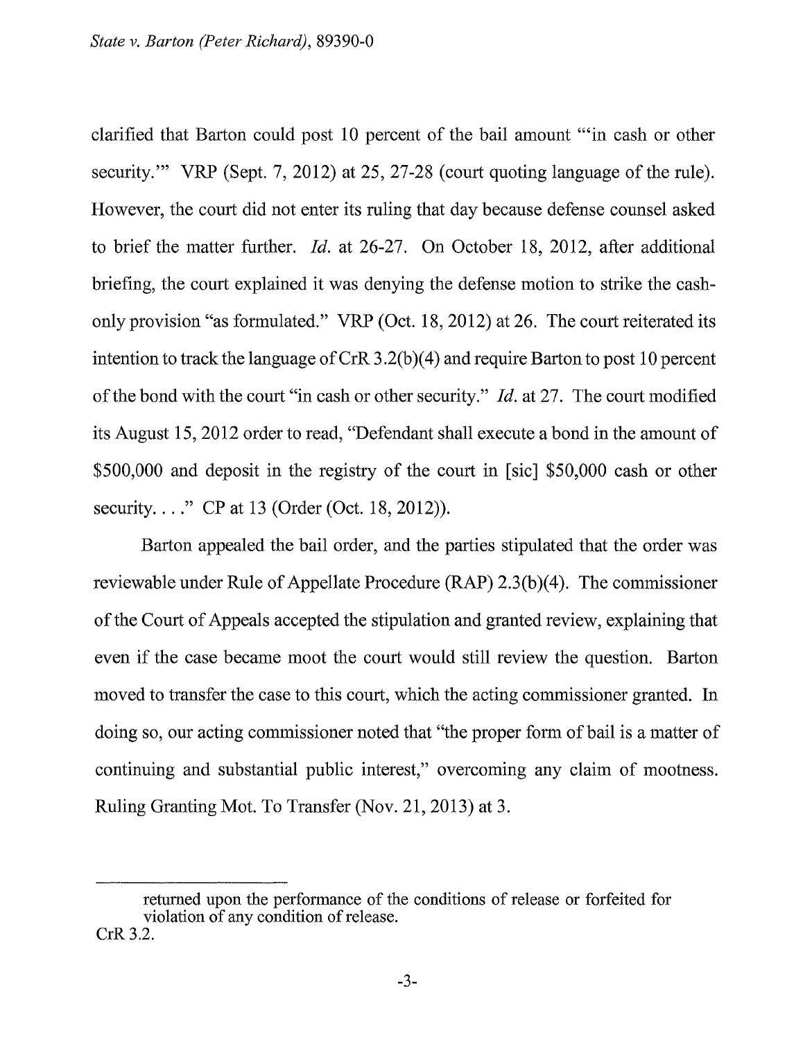clarified that Barton could post 10 percent of the bail amount "'in cash or other security.'" VRP (Sept. 7, 2012) at 25, 27-28 (court quoting language of the rule). However, the court did not enter its ruling that day because defense counsel asked to brief the matter further. *Id.* at 26-27. On October 18, 2012, after additional briefing, the court explained it was denying the defense motion to strike the cash-only provision "as formulated." VRP (Oct. 18, 2012) at 26. The court reiterated its intention to track the language of CrR 3.2(b)(4) and require Barton to post 10 percent of the bond with the court "in cash or other security." *Id.* at 27. The court modified its August 15, 2012 order to read, "Defendant shall execute a bond in the amount of $500,000 and deposit in the registry of the court in [sic] $50,000 cash or other security. . . ." CP at 13 (Order (Oct. 18, 2012)).

Barton appealed the bail order, and the parties stipulated that the order was reviewable under Rule of Appellate Procedure (RAP) 2.3(b)(4). The commissioner of the Court of Appeals accepted the stipulation and granted review, explaining that even if the case became moot the court would still review the question. Barton moved to transfer the case to this court, which the acting commissioner granted. In doing so, our acting commissioner noted that "the proper form of bail is a matter of continuing and substantial public interest," overcoming any claim of mootness. Ruling Granting Mot. To Transfer (Nov. 21, 2013) at 3.

---

returned upon the performance of the conditions of release or forfeited for violation of any condition of release.

CrR 3.2.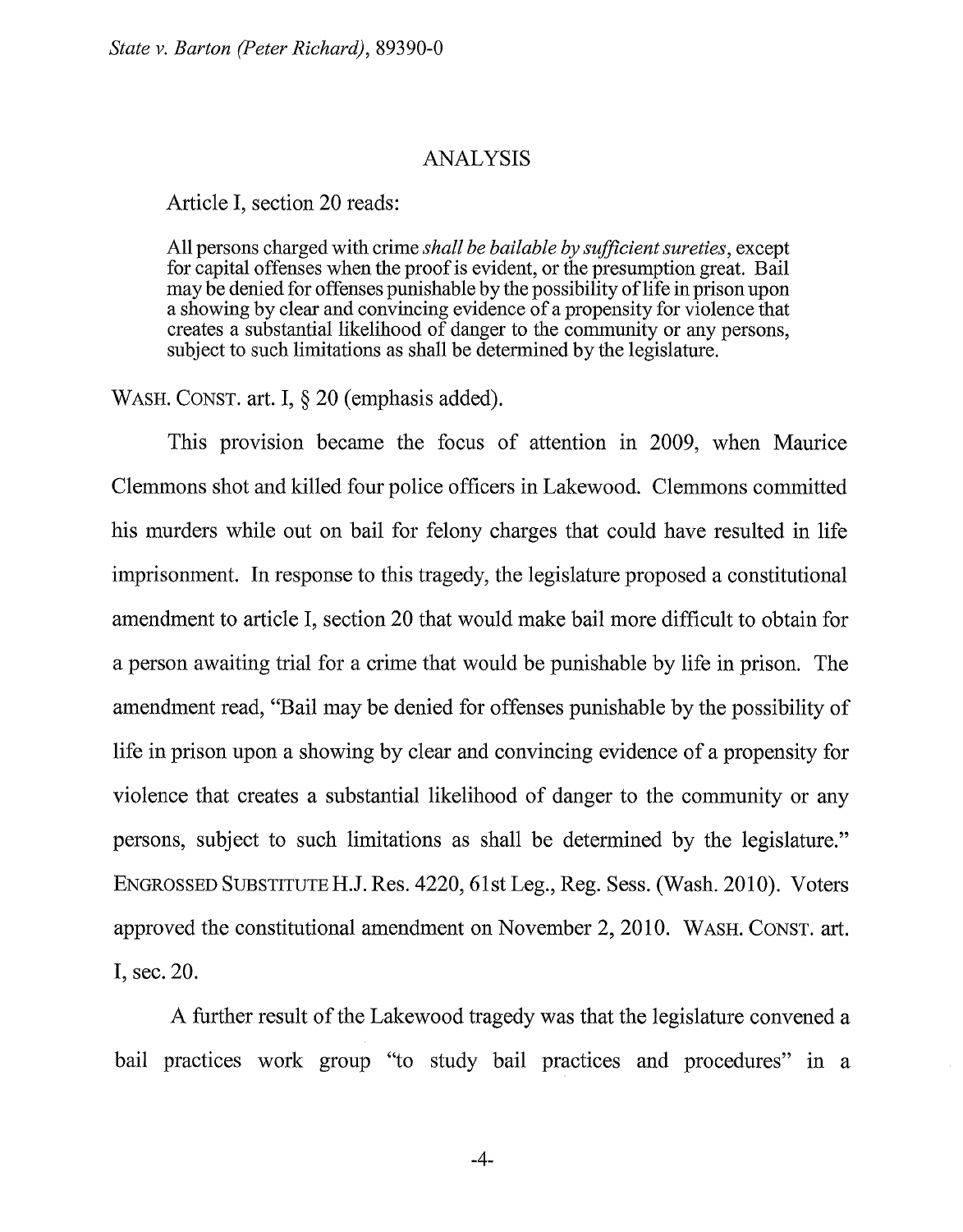## ANALYSIS

Article I, section 20 reads:

> All persons charged with crime *shall be bailable by sufficient sureties*, except for capital offenses when the proof is evident, or the presumption great. Bail may be denied for offenses punishable by the possibility of life in prison upon a showing by clear and convincing evidence of a propensity for violence that creates a substantial likelihood of danger to the community or any persons, subject to such limitations as shall be determined by the legislature.

WASH. CONST. art. I, § 20 (emphasis added).

This provision became the focus of attention in 2009, when Maurice Clemmons shot and killed four police officers in Lakewood. Clemmons committed his murders while out on bail for felony charges that could have resulted in life imprisonment. In response to this tragedy, the legislature proposed a constitutional amendment to article I, section 20 that would make bail more difficult to obtain for a person awaiting trial for a crime that would be punishable by life in prison. The amendment read, "Bail may be denied for offenses punishable by the possibility of life in prison upon a showing by clear and convincing evidence of a propensity for violence that creates a substantial likelihood of danger to the community or any persons, subject to such limitations as shall be determined by the legislature." ENGROSSED SUBSTITUTE H.J. Res. 4220, 61st Leg., Reg. Sess. (Wash. 2010). Voters approved the constitutional amendment on November 2, 2010. WASH. CONST. art. I, sec. 20.

A further result of the Lakewood tragedy was that the legislature convened a bail practices work group "to study bail practices and procedures" in a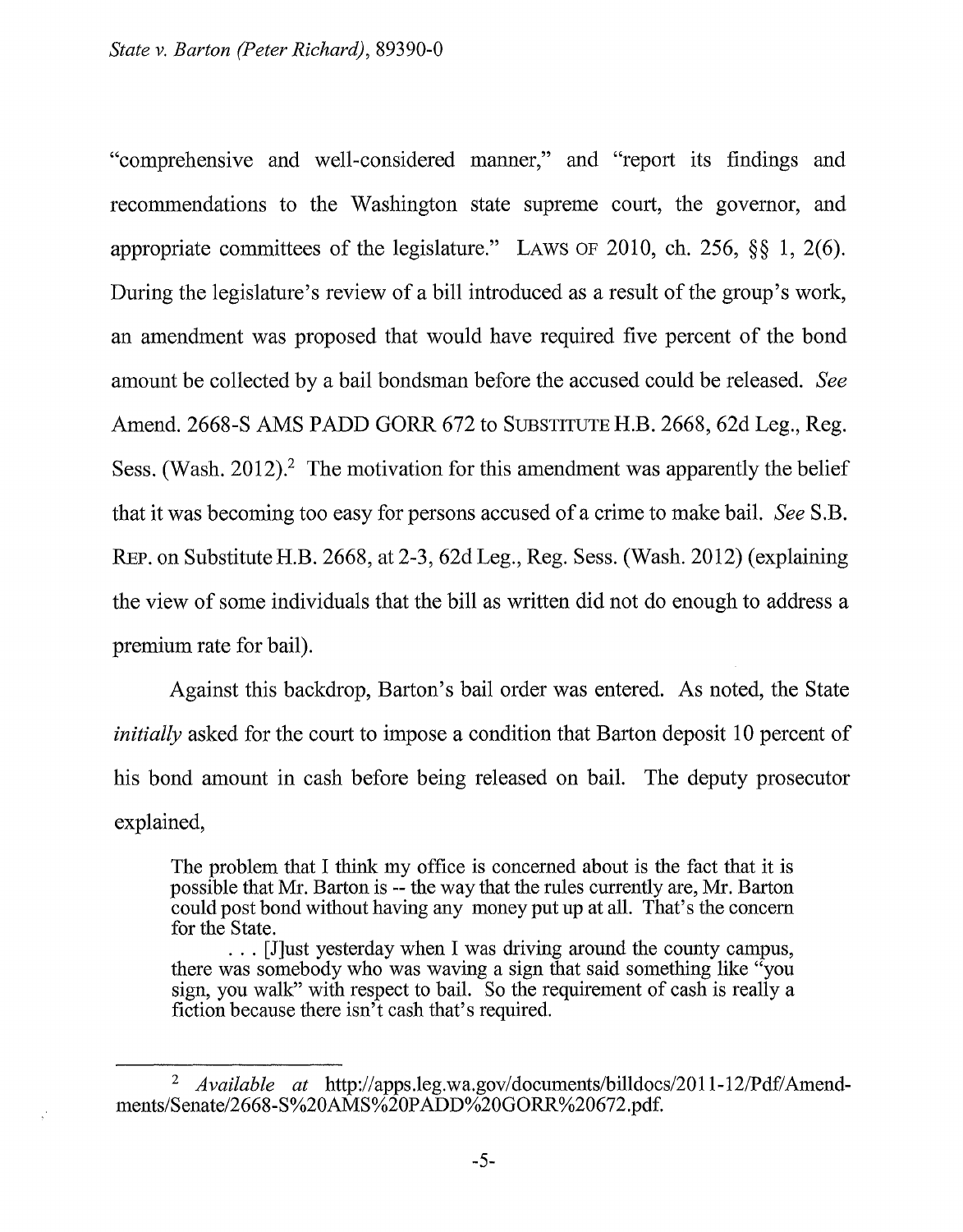"comprehensive and well-considered manner," and "report its findings and recommendations to the Washington state supreme court, the governor, and appropriate committees of the legislature." LAWS OF 2010, ch. 256, §§ 1, 2(6). During the legislature's review of a bill introduced as a result of the group's work, an amendment was proposed that would have required five percent of the bond amount be collected by a bail bondsman before the accused could be released. *See* Amend. 2668-S AMS PADD GORR 672 to SUBSTITUTE H.B. 2668, 62d Leg., Reg. Sess. (Wash. 2012).[2] The motivation for this amendment was apparently the belief that it was becoming too easy for persons accused of a crime to make bail. *See* S.B. REP. on Substitute H.B. 2668, at 2-3, 62d Leg., Reg. Sess. (Wash. 2012) (explaining the view of some individuals that the bill as written did not do enough to address a premium rate for bail).

Against this backdrop, Barton's bail order was entered. As noted, the State *initially* asked for the court to impose a condition that Barton deposit 10 percent of his bond amount in cash before being released on bail. The deputy prosecutor explained,

> The problem that I think my office is concerned about is the fact that it is possible that Mr. Barton is -- the way that the rules currently are, Mr. Barton could post bond without having any money put up at all. That's the concern for the State.
>
> . . . [J]ust yesterday when I was driving around the county campus, there was somebody who was waving a sign that said something like "you sign, you walk" with respect to bail. So the requirement of cash is really a fiction because there isn't cash that's required.

---

[2] *Available at* http://apps.leg.wa.gov/documents/billdocs/2011-12/Pdf/Amendments/Senate/2668-S%20AMS%20PADD%20GORR%20672.pdf.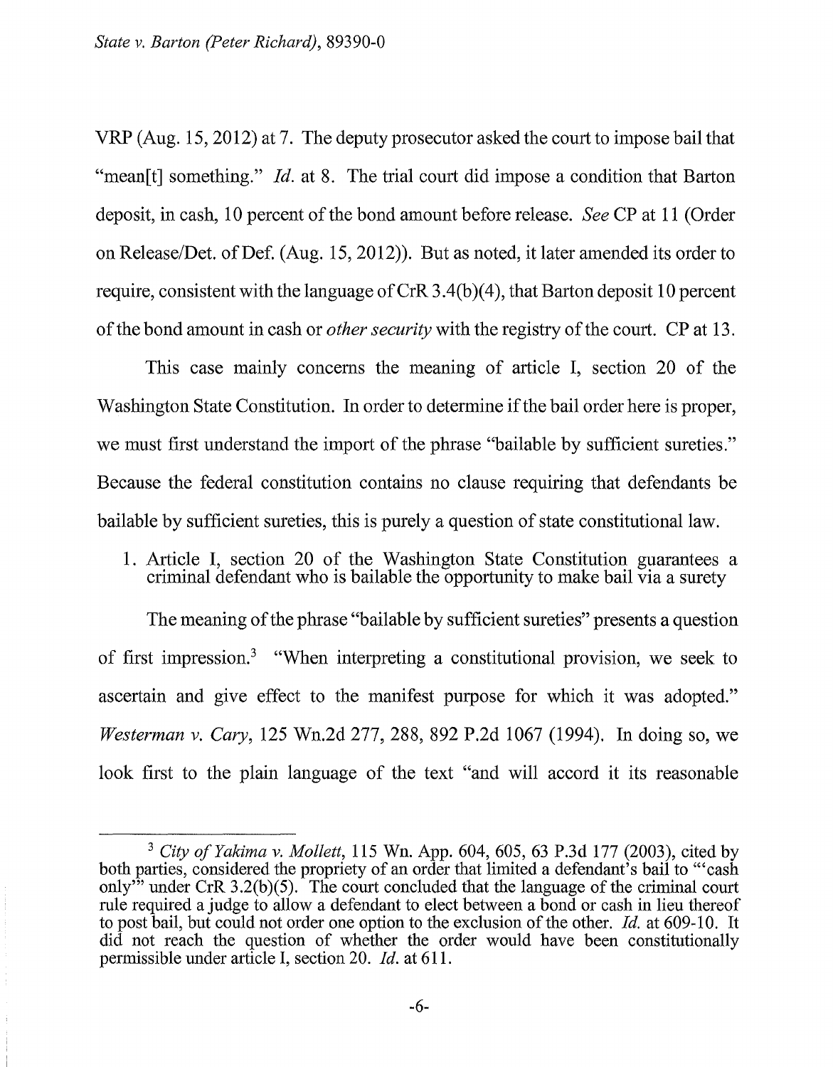VRP (Aug. 15, 2012) at 7. The deputy prosecutor asked the court to impose bail that "mean[t] something." *Id.* at 8. The trial court did impose a condition that Barton deposit, in cash, 10 percent of the bond amount before release. *See* CP at 11 (Order on Release/Det. of Def. (Aug. 15, 2012)). But as noted, it later amended its order to require, consistent with the language of CrR 3.4(b)(4), that Barton deposit 10 percent of the bond amount in cash or *other security* with the registry of the court. CP at 13.

This case mainly concerns the meaning of article I, section 20 of the Washington State Constitution. In order to determine if the bail order here is proper, we must first understand the import of the phrase "bailable by sufficient sureties." Because the federal constitution contains no clause requiring that defendants be bailable by sufficient sureties, this is purely a question of state constitutional law.

1. Article I, section 20 of the Washington State Constitution guarantees a criminal defendant who is bailable the opportunity to make bail via a surety

The meaning of the phrase "bailable by sufficient sureties" presents a question of first impression.[3] "When interpreting a constitutional provision, we seek to ascertain and give effect to the manifest purpose for which it was adopted." *Westerman v. Cary*, 125 Wn.2d 277, 288, 892 P.2d 1067 (1994). In doing so, we look first to the plain language of the text "and will accord it its reasonable

---

[3] *City of Yakima v. Mollett*, 115 Wn. App. 604, 605, 63 P.3d 177 (2003), cited by both parties, considered the propriety of an order that limited a defendant's bail to "'cash only'" under CrR 3.2(b)(5). The court concluded that the language of the criminal court rule required a judge to allow a defendant to elect between a bond or cash in lieu thereof to post bail, but could not order one option to the exclusion of the other. *Id.* at 609-10. It did not reach the question of whether the order would have been constitutionally permissible under article I, section 20. *Id.* at 611.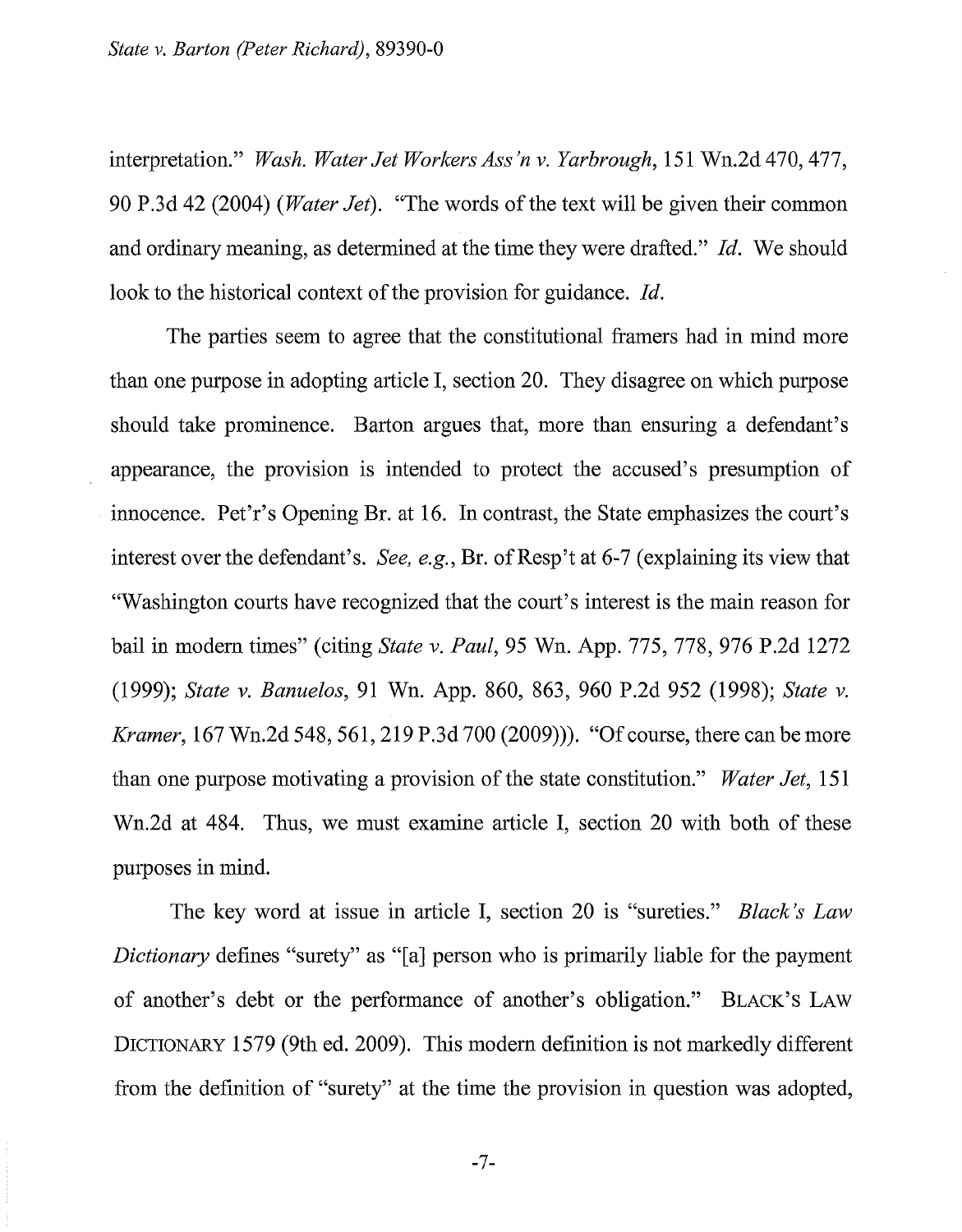interpretation." *Wash. Water Jet Workers Ass'n v. Yarbrough*, 151 Wn.2d 470, 477, 90 P.3d 42 (2004) (*Water Jet*). "The words of the text will be given their common and ordinary meaning, as determined at the time they were drafted." *Id.* We should look to the historical context of the provision for guidance. *Id.*

The parties seem to agree that the constitutional framers had in mind more than one purpose in adopting article I, section 20. They disagree on which purpose should take prominence. Barton argues that, more than ensuring a defendant's appearance, the provision is intended to protect the accused's presumption of innocence. Pet'r's Opening Br. at 16. In contrast, the State emphasizes the court's interest over the defendant's. *See, e.g.*, Br. of Resp't at 6-7 (explaining its view that "Washington courts have recognized that the court's interest is the main reason for bail in modern times" (citing *State v. Paul*, 95 Wn. App. 775, 778, 976 P.2d 1272 (1999); *State v. Banuelos*, 91 Wn. App. 860, 863, 960 P.2d 952 (1998); *State v. Kramer*, 167 Wn.2d 548, 561, 219 P.3d 700 (2009))). "Of course, there can be more than one purpose motivating a provision of the state constitution." *Water Jet*, 151 Wn.2d at 484. Thus, we must examine article I, section 20 with both of these purposes in mind.

The key word at issue in article I, section 20 is "sureties." *Black's Law Dictionary* defines "surety" as "[a] person who is primarily liable for the payment of another's debt or the performance of another's obligation." BLACK'S LAW DICTIONARY 1579 (9th ed. 2009). This modern definition is not markedly different from the definition of "surety" at the time the provision in question was adopted,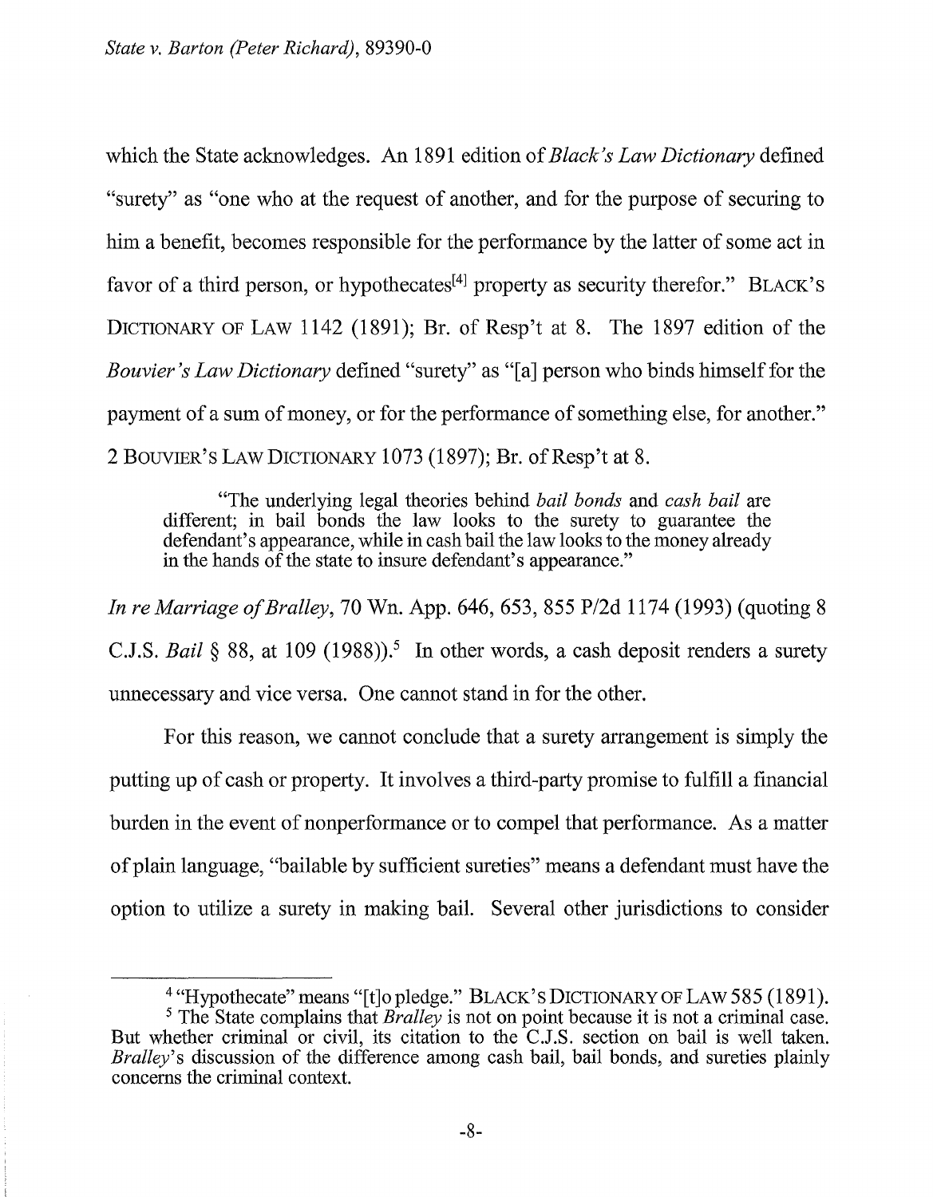which the State acknowledges. An 1891 edition of *Black's Law Dictionary* defined "surety" as "one who at the request of another, and for the purpose of securing to him a benefit, becomes responsible for the performance by the latter of some act in favor of a third person, or hypothecates[4] property as security therefor." BLACK'S DICTIONARY OF LAW 1142 (1891); Br. of Resp't at 8. The 1897 edition of the *Bouvier's Law Dictionary* defined "surety" as "[a] person who binds himself for the payment of a sum of money, or for the performance of something else, for another." 2 BOUVIER'S LAW DICTIONARY 1073 (1897); Br. of Resp't at 8.

> "The underlying legal theories behind *bail bonds* and *cash bail* are different; in bail bonds the law looks to the surety to guarantee the defendant's appearance, while in cash bail the law looks to the money already in the hands of the state to insure defendant's appearance."

*In re Marriage of Bralley*, 70 Wn. App. 646, 653, 855 P/2d 1174 (1993) (quoting 8 C.J.S. *Bail* § 88, at 109 (1988)).[5] In other words, a cash deposit renders a surety unnecessary and vice versa. One cannot stand in for the other.

For this reason, we cannot conclude that a surety arrangement is simply the putting up of cash or property. It involves a third-party promise to fulfill a financial burden in the event of nonperformance or to compel that performance. As a matter of plain language, "bailable by sufficient sureties" means a defendant must have the option to utilize a surety in making bail. Several other jurisdictions to consider

---

[4] "Hypothecate" means "[t]o pledge." BLACK'S DICTIONARY OF LAW 585 (1891).

[5] The State complains that *Bralley* is not on point because it is not a criminal case. But whether criminal or civil, its citation to the C.J.S. section on bail is well taken. *Bralley*'s discussion of the difference among cash bail, bail bonds, and sureties plainly concerns the criminal context.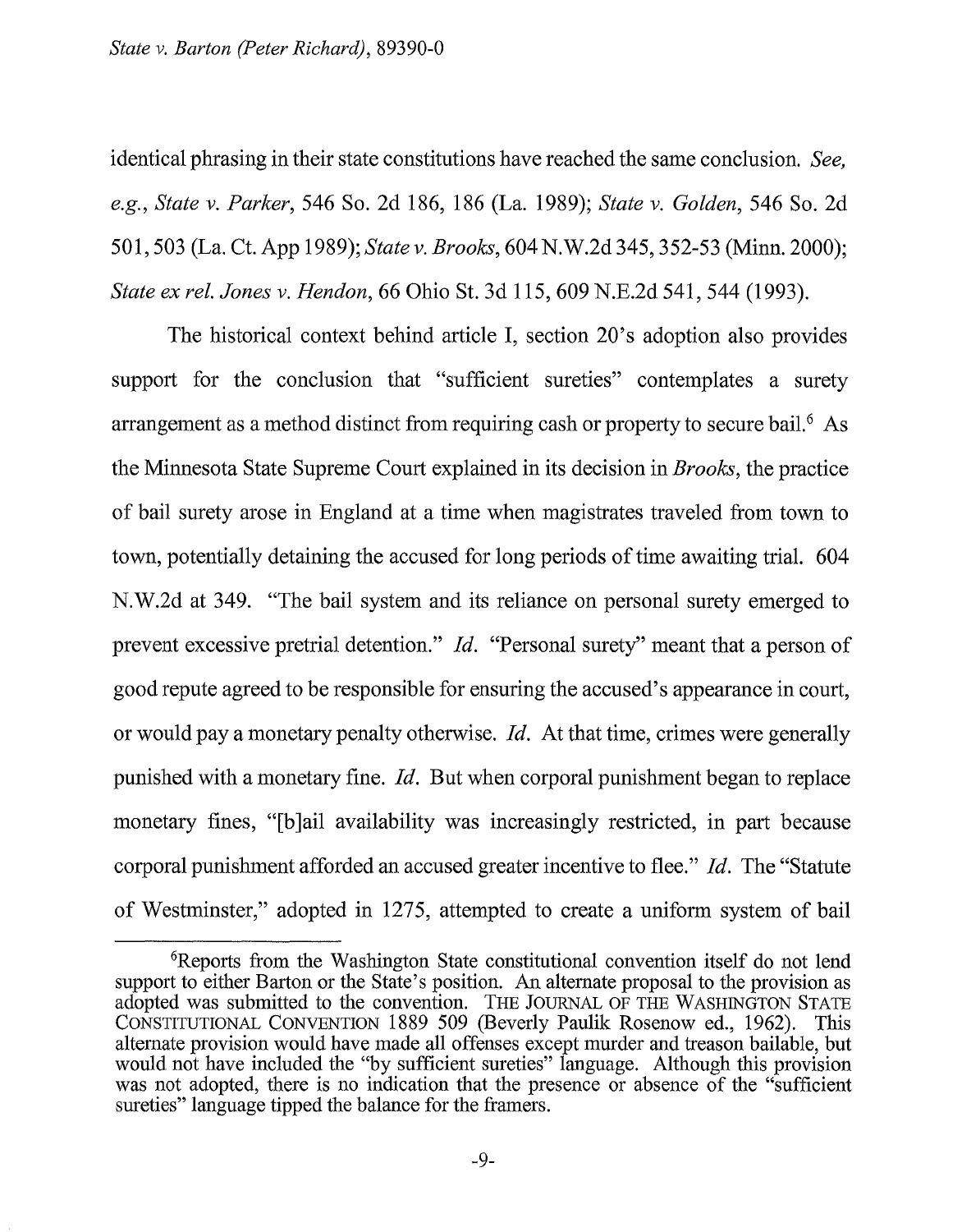identical phrasing in their state constitutions have reached the same conclusion. *See, e.g.*, *State v. Parker*, 546 So. 2d 186, 186 (La. 1989); *State v. Golden*, 546 So. 2d 501, 503 (La. Ct. App 1989); *State v. Brooks*, 604 N.W.2d 345, 352-53 (Minn. 2000); *State ex rel. Jones v. Hendon*, 66 Ohio St. 3d 115, 609 N.E.2d 541, 544 (1993).

The historical context behind article I, section 20's adoption also provides support for the conclusion that "sufficient sureties" contemplates a surety arrangement as a method distinct from requiring cash or property to secure bail.[6] As the Minnesota State Supreme Court explained in its decision in *Brooks*, the practice of bail surety arose in England at a time when magistrates traveled from town to town, potentially detaining the accused for long periods of time awaiting trial. 604 N.W.2d at 349. "The bail system and its reliance on personal surety emerged to prevent excessive pretrial detention." *Id.* "Personal surety" meant that a person of good repute agreed to be responsible for ensuring the accused's appearance in court, or would pay a monetary penalty otherwise. *Id.* At that time, crimes were generally punished with a monetary fine. *Id.* But when corporal punishment began to replace monetary fines, "[b]ail availability was increasingly restricted, in part because corporal punishment afforded an accused greater incentive to flee." *Id.* The "Statute of Westminster," adopted in 1275, attempted to create a uniform system of bail

[6]Reports from the Washington State constitutional convention itself do not lend support to either Barton or the State's position. An alternate proposal to the provision as adopted was submitted to the convention. THE JOURNAL OF THE WASHINGTON STATE CONSTITUTIONAL CONVENTION 1889 509 (Beverly Paulik Rosenow ed., 1962). This alternate provision would have made all offenses except murder and treason bailable, but would not have included the "by sufficient sureties" language. Although this provision was not adopted, there is no indication that the presence or absence of the "sufficient sureties" language tipped the balance for the framers.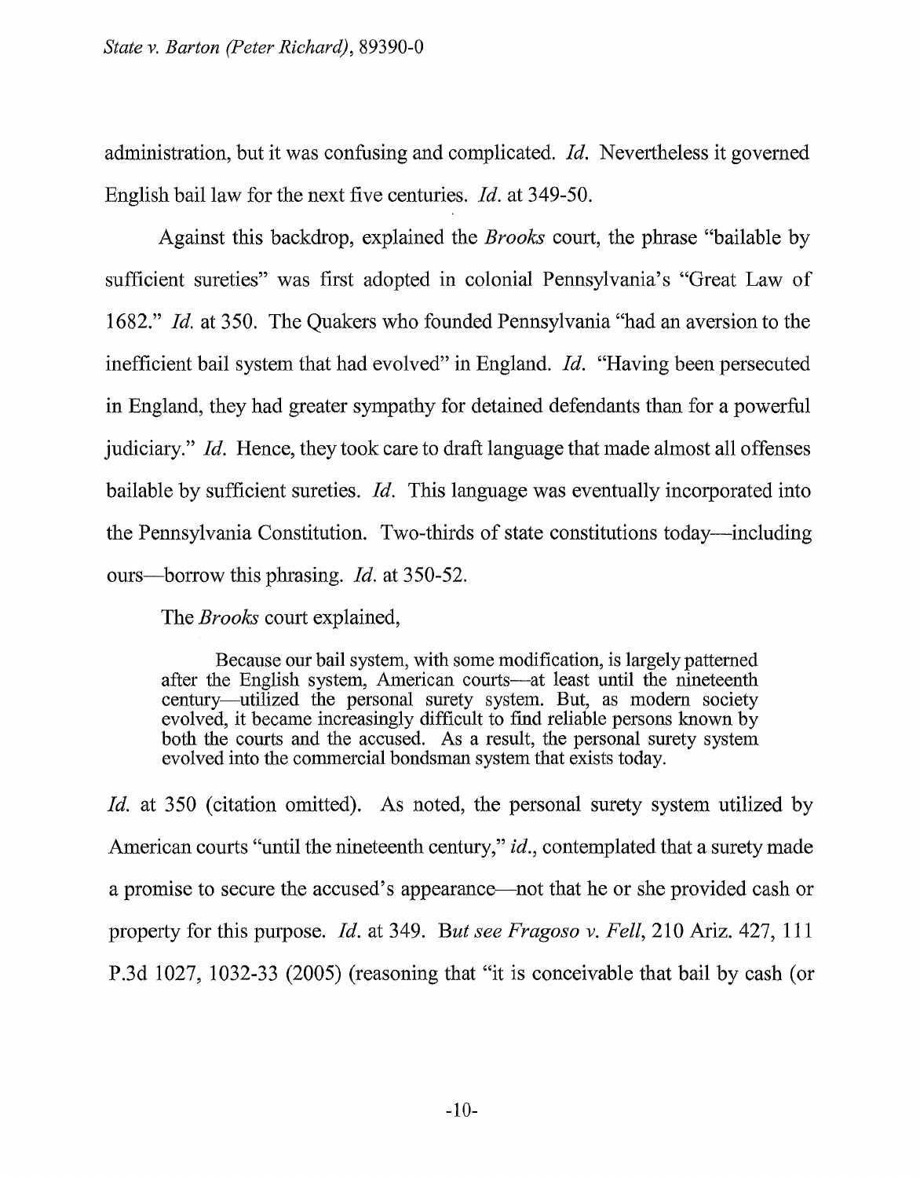administration, but it was confusing and complicated. *Id.* Nevertheless it governed English bail law for the next five centuries. *Id.* at 349-50.

Against this backdrop, explained the *Brooks* court, the phrase "bailable by sufficient sureties" was first adopted in colonial Pennsylvania's "Great Law of 1682." *Id.* at 350. The Quakers who founded Pennsylvania "had an aversion to the inefficient bail system that had evolved" in England. *Id.* "Having been persecuted in England, they had greater sympathy for detained defendants than for a powerful judiciary." *Id.* Hence, they took care to draft language that made almost all offenses bailable by sufficient sureties. *Id.* This language was eventually incorporated into the Pennsylvania Constitution. Two-thirds of state constitutions today—including ours—borrow this phrasing. *Id.* at 350-52.

The *Brooks* court explained,

> Because our bail system, with some modification, is largely patterned after the English system, American courts—at least until the nineteenth century—utilized the personal surety system. But, as modern society evolved, it became increasingly difficult to find reliable persons known by both the courts and the accused. As a result, the personal surety system evolved into the commercial bondsman system that exists today.

*Id.* at 350 (citation omitted). As noted, the personal surety system utilized by American courts "until the nineteenth century," *id.*, contemplated that a surety made a promise to secure the accused's appearance—not that he or she provided cash or property for this purpose. *Id.* at 349. *But see Fragoso v. Fell*, 210 Ariz. 427, 111 P.3d 1027, 1032-33 (2005) (reasoning that "it is conceivable that bail by cash (or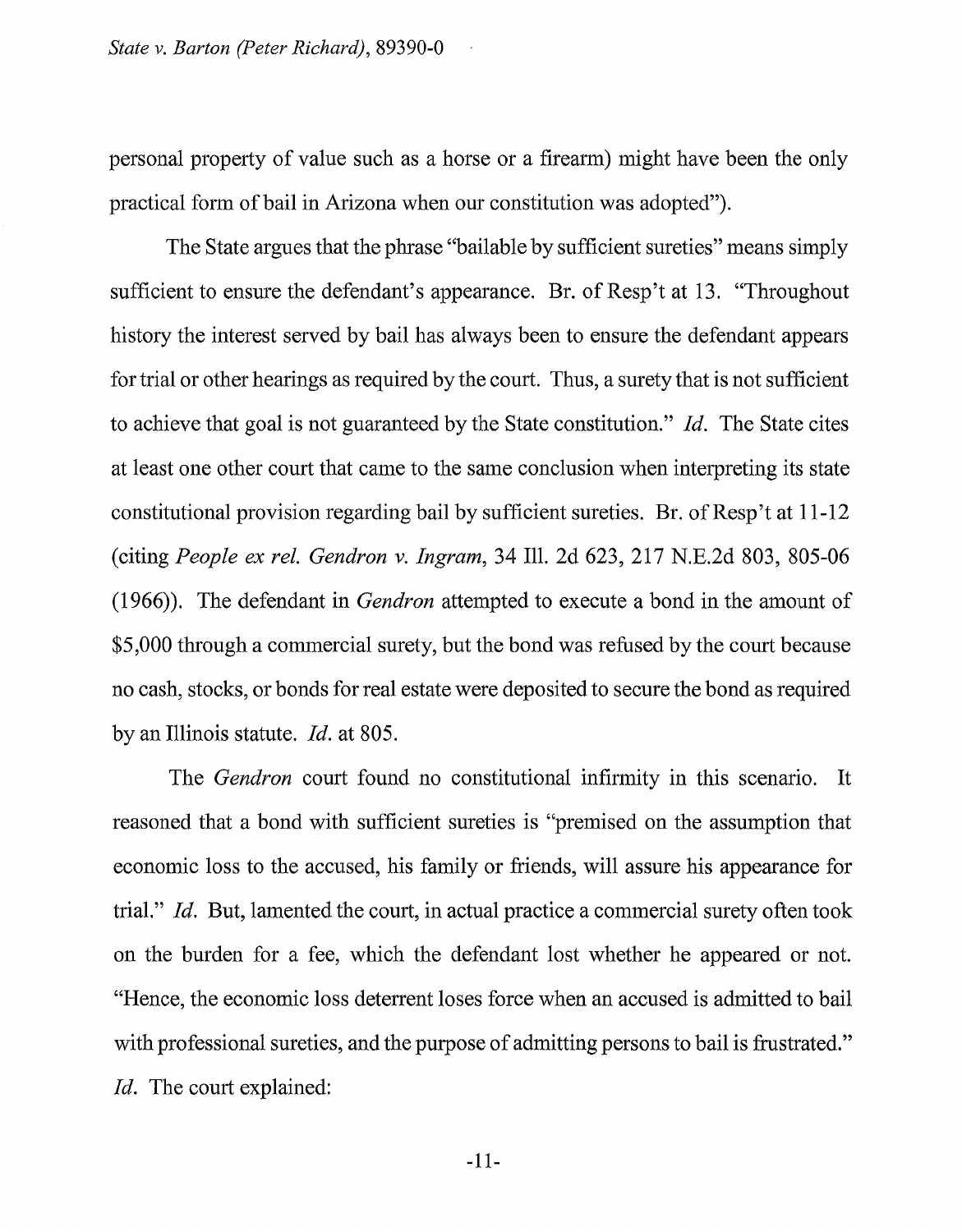personal property of value such as a horse or a firearm) might have been the only practical form of bail in Arizona when our constitution was adopted").

The State argues that the phrase "bailable by sufficient sureties" means simply sufficient to ensure the defendant's appearance. Br. of Resp't at 13. "Throughout history the interest served by bail has always been to ensure the defendant appears for trial or other hearings as required by the court. Thus, a surety that is not sufficient to achieve that goal is not guaranteed by the State constitution." *Id.* The State cites at least one other court that came to the same conclusion when interpreting its state constitutional provision regarding bail by sufficient sureties. Br. of Resp't at 11-12 (citing *People ex rel. Gendron v. Ingram*, 34 Ill. 2d 623, 217 N.E.2d 803, 805-06 (1966)). The defendant in *Gendron* attempted to execute a bond in the amount of $5,000 through a commercial surety, but the bond was refused by the court because no cash, stocks, or bonds for real estate were deposited to secure the bond as required by an Illinois statute. *Id.* at 805.

The *Gendron* court found no constitutional infirmity in this scenario. It reasoned that a bond with sufficient sureties is "premised on the assumption that economic loss to the accused, his family or friends, will assure his appearance for trial." *Id.* But, lamented the court, in actual practice a commercial surety often took on the burden for a fee, which the defendant lost whether he appeared or not. "Hence, the economic loss deterrent loses force when an accused is admitted to bail with professional sureties, and the purpose of admitting persons to bail is frustrated." *Id.* The court explained: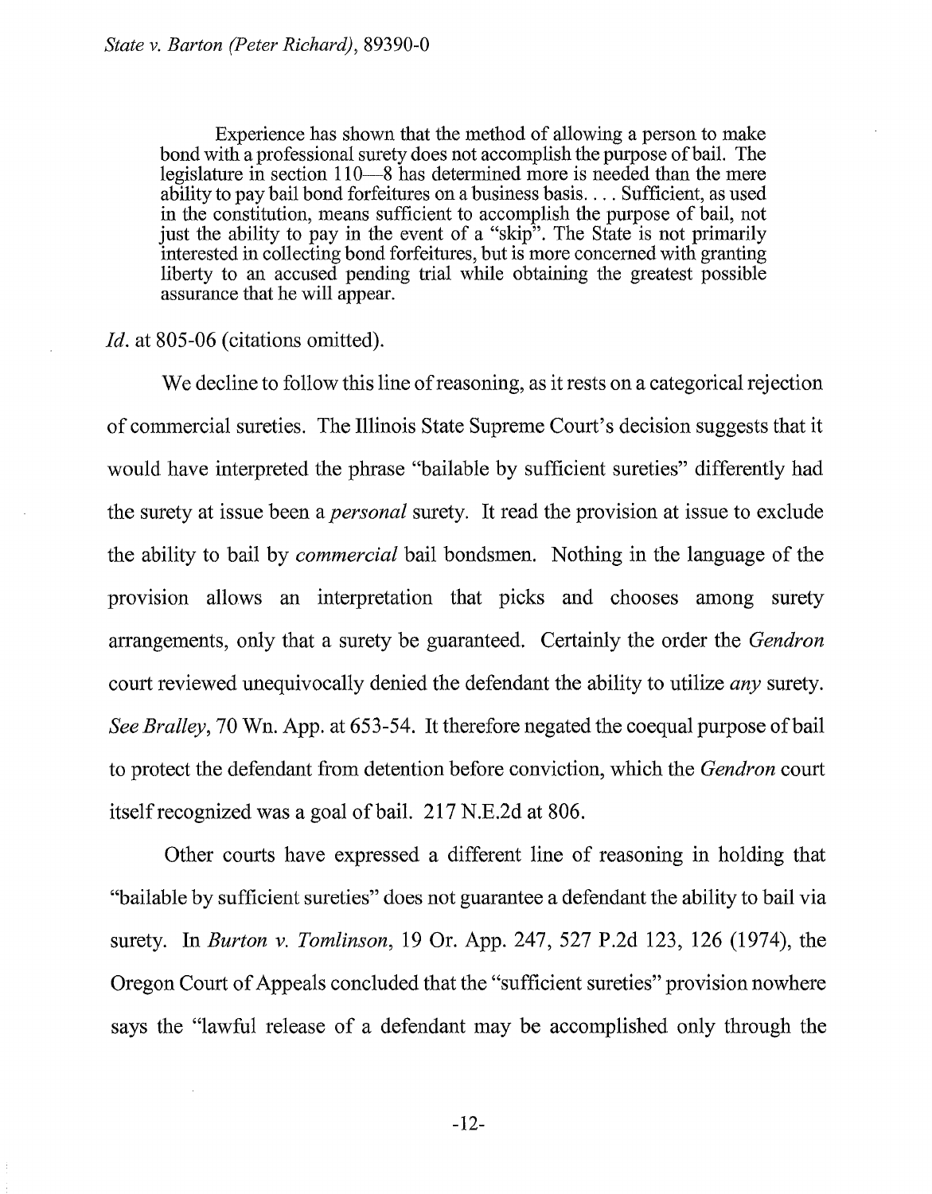> Experience has shown that the method of allowing a person to make bond with a professional surety does not accomplish the purpose of bail. The legislature in section 110—8 has determined more is needed than the mere ability to pay bail bond forfeitures on a business basis. . . . Sufficient, as used in the constitution, means sufficient to accomplish the purpose of bail, not just the ability to pay in the event of a "skip". The State is not primarily interested in collecting bond forfeitures, but is more concerned with granting liberty to an accused pending trial while obtaining the greatest possible assurance that he will appear.

*Id.* at 805-06 (citations omitted).

We decline to follow this line of reasoning, as it rests on a categorical rejection of commercial sureties. The Illinois State Supreme Court's decision suggests that it would have interpreted the phrase "bailable by sufficient sureties" differently had the surety at issue been a *personal* surety. It read the provision at issue to exclude the ability to bail by *commercial* bail bondsmen. Nothing in the language of the provision allows an interpretation that picks and chooses among surety arrangements, only that a surety be guaranteed. Certainly the order the *Gendron* court reviewed unequivocally denied the defendant the ability to utilize *any* surety. *See Bralley*, 70 Wn. App. at 653-54. It therefore negated the coequal purpose of bail to protect the defendant from detention before conviction, which the *Gendron* court itself recognized was a goal of bail. 217 N.E.2d at 806.

Other courts have expressed a different line of reasoning in holding that "bailable by sufficient sureties" does not guarantee a defendant the ability to bail via surety. In *Burton v. Tomlinson*, 19 Or. App. 247, 527 P.2d 123, 126 (1974), the Oregon Court of Appeals concluded that the "sufficient sureties" provision nowhere says the "lawful release of a defendant may be accomplished only through the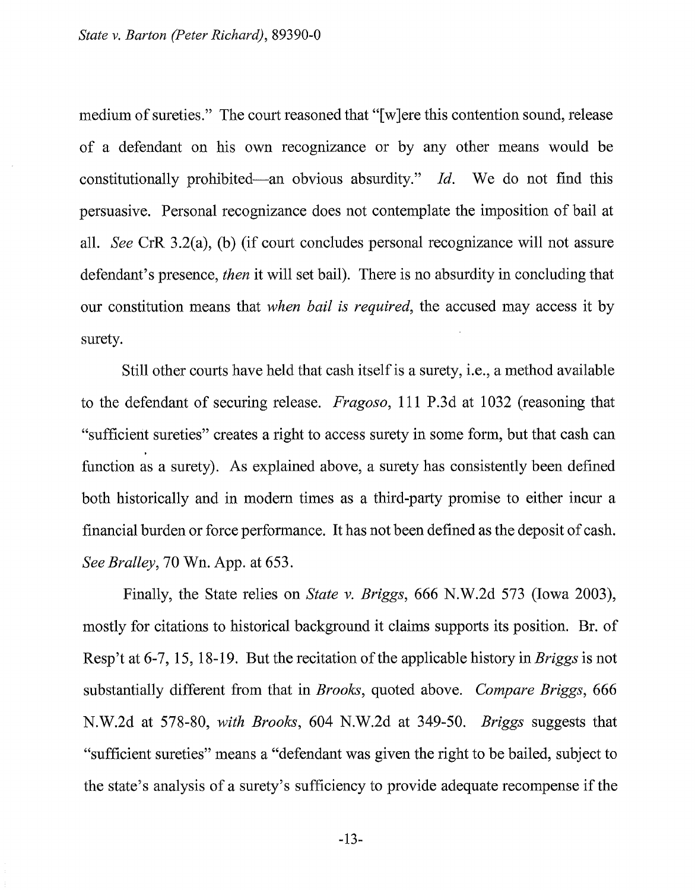medium of sureties." The court reasoned that "[w]ere this contention sound, release of a defendant on his own recognizance or by any other means would be constitutionally prohibited—an obvious absurdity." *Id.* We do not find this persuasive. Personal recognizance does not contemplate the imposition of bail at all. *See* CrR 3.2(a), (b) (if court concludes personal recognizance will not assure defendant's presence, *then* it will set bail). There is no absurdity in concluding that our constitution means that *when bail is required*, the accused may access it by surety.

Still other courts have held that cash itself is a surety, i.e., a method available to the defendant of securing release. *Fragoso*, 111 P.3d at 1032 (reasoning that "sufficient sureties" creates a right to access surety in some form, but that cash can function as a surety). As explained above, a surety has consistently been defined both historically and in modern times as a third-party promise to either incur a financial burden or force performance. It has not been defined as the deposit of cash. *See Bralley*, 70 Wn. App. at 653.

Finally, the State relies on *State v. Briggs*, 666 N.W.2d 573 (Iowa 2003), mostly for citations to historical background it claims supports its position. Br. of Resp't at 6-7, 15, 18-19. But the recitation of the applicable history in *Briggs* is not substantially different from that in *Brooks*, quoted above. *Compare Briggs*, 666 N.W.2d at 578-80, *with Brooks*, 604 N.W.2d at 349-50. *Briggs* suggests that "sufficient sureties" means a "defendant was given the right to be bailed, subject to the state's analysis of a surety's sufficiency to provide adequate recompense if the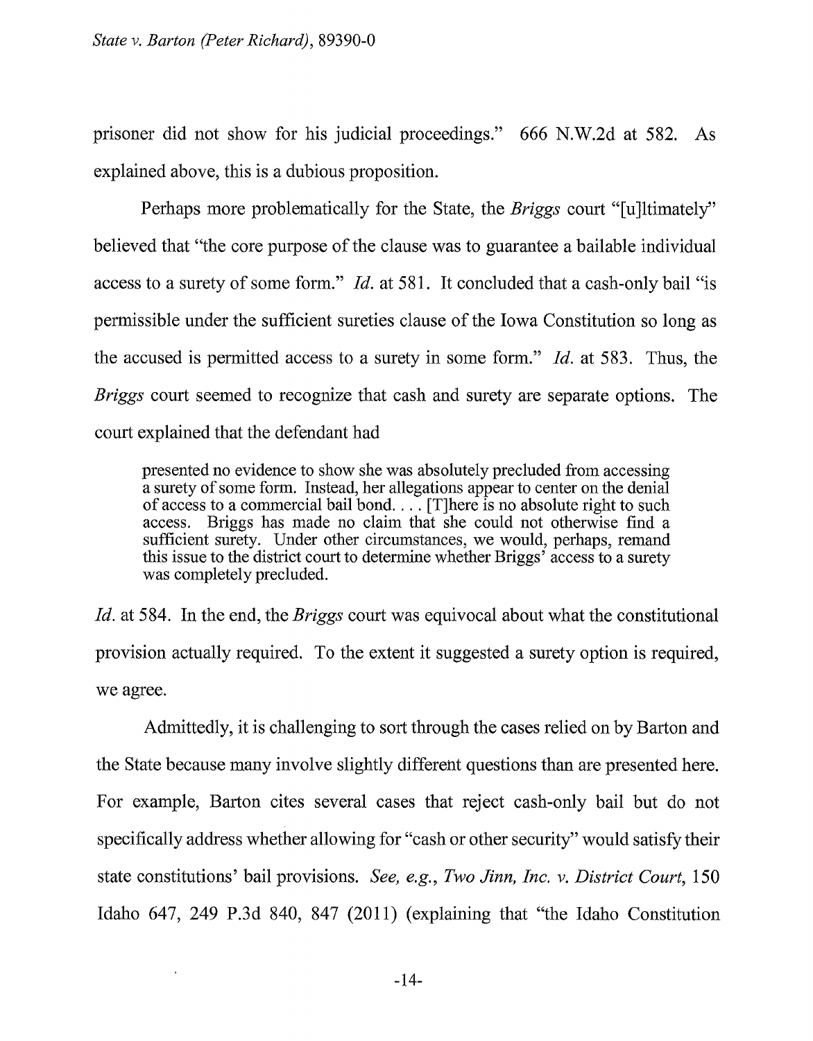prisoner did not show for his judicial proceedings." 666 N.W.2d at 582. As explained above, this is a dubious proposition.

Perhaps more problematically for the State, the *Briggs* court "[u]ltimately" believed that "the core purpose of the clause was to guarantee a bailable individual access to a surety of some form." *Id.* at 581. It concluded that a cash-only bail "is permissible under the sufficient sureties clause of the Iowa Constitution so long as the accused is permitted access to a surety in some form." *Id.* at 583. Thus, the *Briggs* court seemed to recognize that cash and surety are separate options. The court explained that the defendant had

> presented no evidence to show she was absolutely precluded from accessing a surety of some form. Instead, her allegations appear to center on the denial of access to a commercial bail bond. . . . [T]here is no absolute right to such access. Briggs has made no claim that she could not otherwise find a sufficient surety. Under other circumstances, we would, perhaps, remand this issue to the district court to determine whether Briggs' access to a surety was completely precluded.

*Id.* at 584. In the end, the *Briggs* court was equivocal about what the constitutional provision actually required. To the extent it suggested a surety option is required, we agree.

Admittedly, it is challenging to sort through the cases relied on by Barton and the State because many involve slightly different questions than are presented here. For example, Barton cites several cases that reject cash-only bail but do not specifically address whether allowing for "cash or other security" would satisfy their state constitutions' bail provisions. *See, e.g., Two Jinn, Inc. v. District Court*, 150 Idaho 647, 249 P.3d 840, 847 (2011) (explaining that "the Idaho Constitution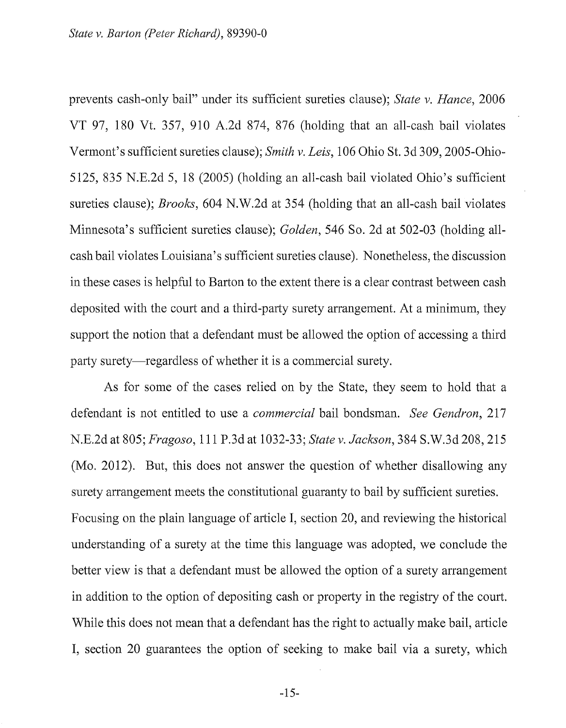prevents cash-only bail" under its sufficient sureties clause); *State v. Hance*, 2006 VT 97, 180 Vt. 357, 910 A.2d 874, 876 (holding that an all-cash bail violates Vermont's sufficient sureties clause); *Smith v. Leis*, 106 Ohio St. 3d 309, 2005-Ohio-5125, 835 N.E.2d 5, 18 (2005) (holding an all-cash bail violated Ohio's sufficient sureties clause); *Brooks*, 604 N.W.2d at 354 (holding that an all-cash bail violates Minnesota's sufficient sureties clause); *Golden*, 546 So. 2d at 502-03 (holding all-cash bail violates Louisiana's sufficient sureties clause). Nonetheless, the discussion in these cases is helpful to Barton to the extent there is a clear contrast between cash deposited with the court and a third-party surety arrangement. At a minimum, they support the notion that a defendant must be allowed the option of accessing a third party surety—regardless of whether it is a commercial surety.

As for some of the cases relied on by the State, they seem to hold that a defendant is not entitled to use a *commercial* bail bondsman. *See Gendron*, 217 N.E.2d at 805; *Fragoso*, 111 P.3d at 1032-33; *State v. Jackson*, 384 S.W.3d 208, 215 (Mo. 2012). But, this does not answer the question of whether disallowing any surety arrangement meets the constitutional guaranty to bail by sufficient sureties. Focusing on the plain language of article I, section 20, and reviewing the historical understanding of a surety at the time this language was adopted, we conclude the better view is that a defendant must be allowed the option of a surety arrangement in addition to the option of depositing cash or property in the registry of the court. While this does not mean that a defendant has the right to actually make bail, article I, section 20 guarantees the option of seeking to make bail via a surety, which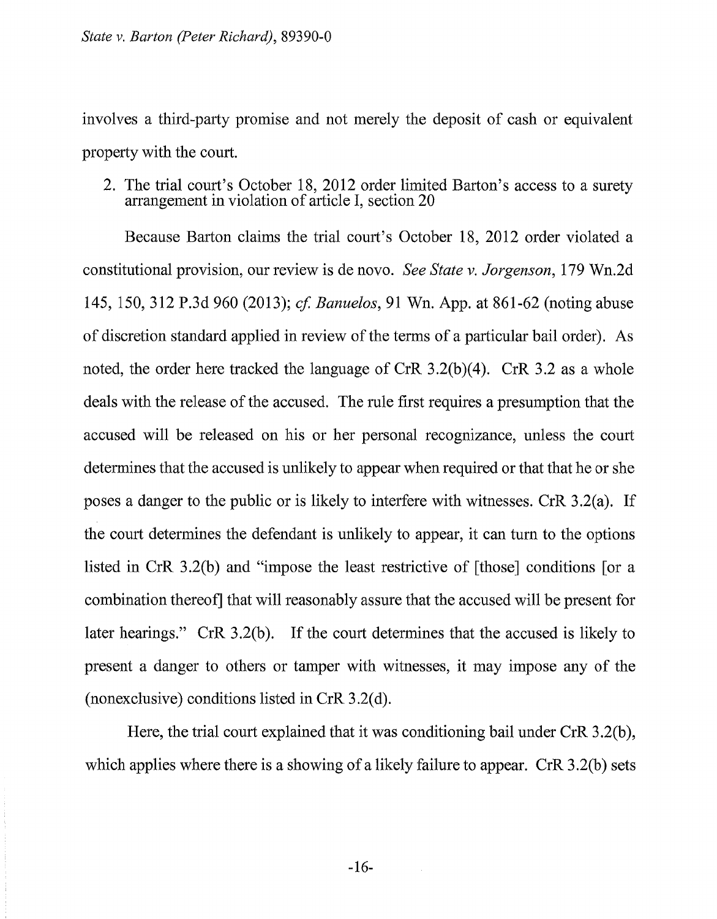involves a third-party promise and not merely the deposit of cash or equivalent property with the court.

2. The trial court's October 18, 2012 order limited Barton's access to a surety arrangement in violation of article I, section 20

Because Barton claims the trial court's October 18, 2012 order violated a constitutional provision, our review is de novo. *See State v. Jorgenson*, 179 Wn.2d 145, 150, 312 P.3d 960 (2013); *cf. Banuelos*, 91 Wn. App. at 861-62 (noting abuse of discretion standard applied in review of the terms of a particular bail order). As noted, the order here tracked the language of CrR 3.2(b)(4). CrR 3.2 as a whole deals with the release of the accused. The rule first requires a presumption that the accused will be released on his or her personal recognizance, unless the court determines that the accused is unlikely to appear when required or that that he or she poses a danger to the public or is likely to interfere with witnesses. CrR 3.2(a). If the court determines the defendant is unlikely to appear, it can turn to the options listed in CrR 3.2(b) and "impose the least restrictive of [those] conditions [or a combination thereof] that will reasonably assure that the accused will be present for later hearings." CrR 3.2(b). If the court determines that the accused is likely to present a danger to others or tamper with witnesses, it may impose any of the (nonexclusive) conditions listed in CrR 3.2(d).

Here, the trial court explained that it was conditioning bail under CrR 3.2(b), which applies where there is a showing of a likely failure to appear. CrR 3.2(b) sets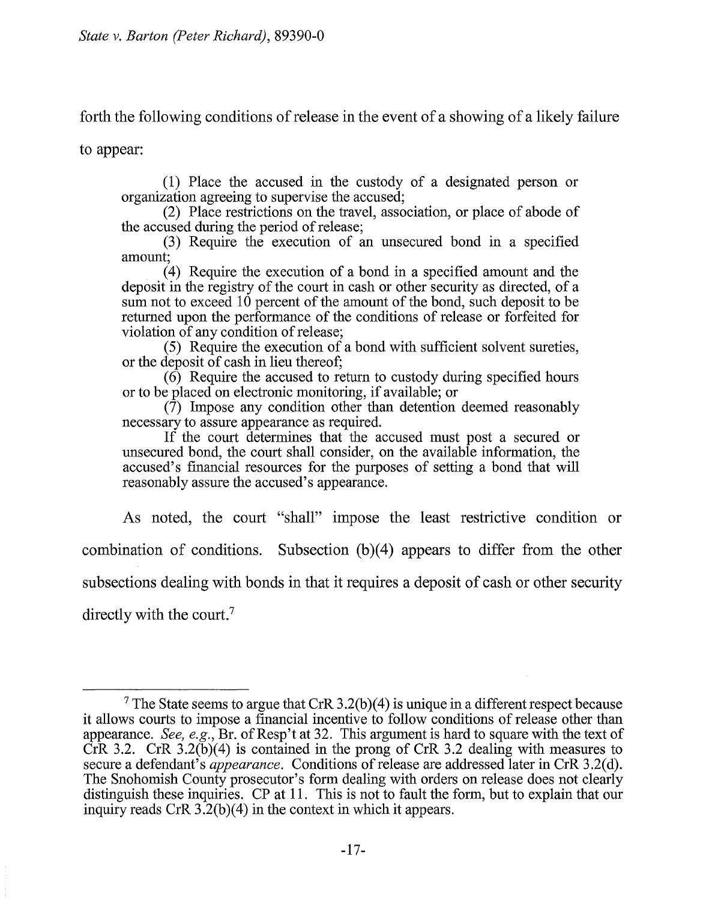forth the following conditions of release in the event of a showing of a likely failure to appear:

> (1) Place the accused in the custody of a designated person or organization agreeing to supervise the accused;
>
> (2) Place restrictions on the travel, association, or place of abode of the accused during the period of release;
>
> (3) Require the execution of an unsecured bond in a specified amount;
>
> (4) Require the execution of a bond in a specified amount and the deposit in the registry of the court in cash or other security as directed, of a sum not to exceed 10 percent of the amount of the bond, such deposit to be returned upon the performance of the conditions of release or forfeited for violation of any condition of release;
>
> (5) Require the execution of a bond with sufficient solvent sureties, or the deposit of cash in lieu thereof;
>
> (6) Require the accused to return to custody during specified hours or to be placed on electronic monitoring, if available; or
>
> (7) Impose any condition other than detention deemed reasonably necessary to assure appearance as required.
>
> If the court determines that the accused must post a secured or unsecured bond, the court shall consider, on the available information, the accused's financial resources for the purposes of setting a bond that will reasonably assure the accused's appearance.

As noted, the court "shall" impose the least restrictive condition or combination of conditions. Subsection (b)(4) appears to differ from the other subsections dealing with bonds in that it requires a deposit of cash or other security directly with the court.[7]

---

[7] The State seems to argue that CrR 3.2(b)(4) is unique in a different respect because it allows courts to impose a financial incentive to follow conditions of release other than appearance. *See, e.g.*, Br. of Resp't at 32. This argument is hard to square with the text of CrR 3.2. CrR 3.2(b)(4) is contained in the prong of CrR 3.2 dealing with measures to secure a defendant's *appearance*. Conditions of release are addressed later in CrR 3.2(d). The Snohomish County prosecutor's form dealing with orders on release does not clearly distinguish these inquiries. CP at 11. This is not to fault the form, but to explain that our inquiry reads CrR 3.2(b)(4) in the context in which it appears.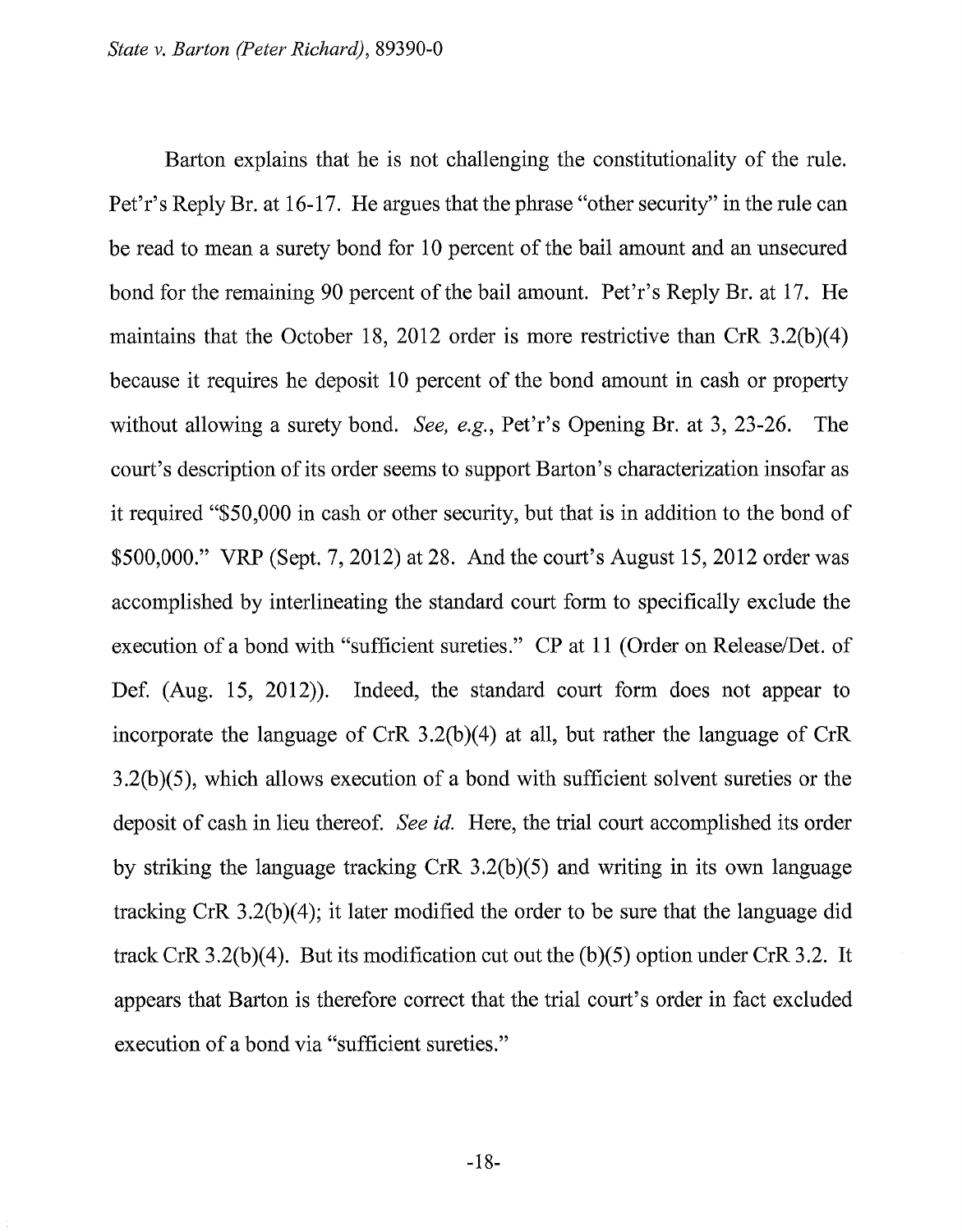Barton explains that he is not challenging the constitutionality of the rule. Pet'r's Reply Br. at 16-17. He argues that the phrase "other security" in the rule can be read to mean a surety bond for 10 percent of the bail amount and an unsecured bond for the remaining 90 percent of the bail amount. Pet'r's Reply Br. at 17. He maintains that the October 18, 2012 order is more restrictive than CrR 3.2(b)(4) because it requires he deposit 10 percent of the bond amount in cash or property without allowing a surety bond. *See, e.g.*, Pet'r's Opening Br. at 3, 23-26. The court's description of its order seems to support Barton's characterization insofar as it required "$50,000 in cash or other security, but that is in addition to the bond of $500,000." VRP (Sept. 7, 2012) at 28. And the court's August 15, 2012 order was accomplished by interlineating the standard court form to specifically exclude the execution of a bond with "sufficient sureties." CP at 11 (Order on Release/Det. of Def. (Aug. 15, 2012)). Indeed, the standard court form does not appear to incorporate the language of CrR 3.2(b)(4) at all, but rather the language of CrR 3.2(b)(5), which allows execution of a bond with sufficient solvent sureties or the deposit of cash in lieu thereof. *See id.* Here, the trial court accomplished its order by striking the language tracking CrR 3.2(b)(5) and writing in its own language tracking CrR 3.2(b)(4); it later modified the order to be sure that the language did track CrR 3.2(b)(4). But its modification cut out the (b)(5) option under CrR 3.2. It appears that Barton is therefore correct that the trial court's order in fact excluded execution of a bond via "sufficient sureties."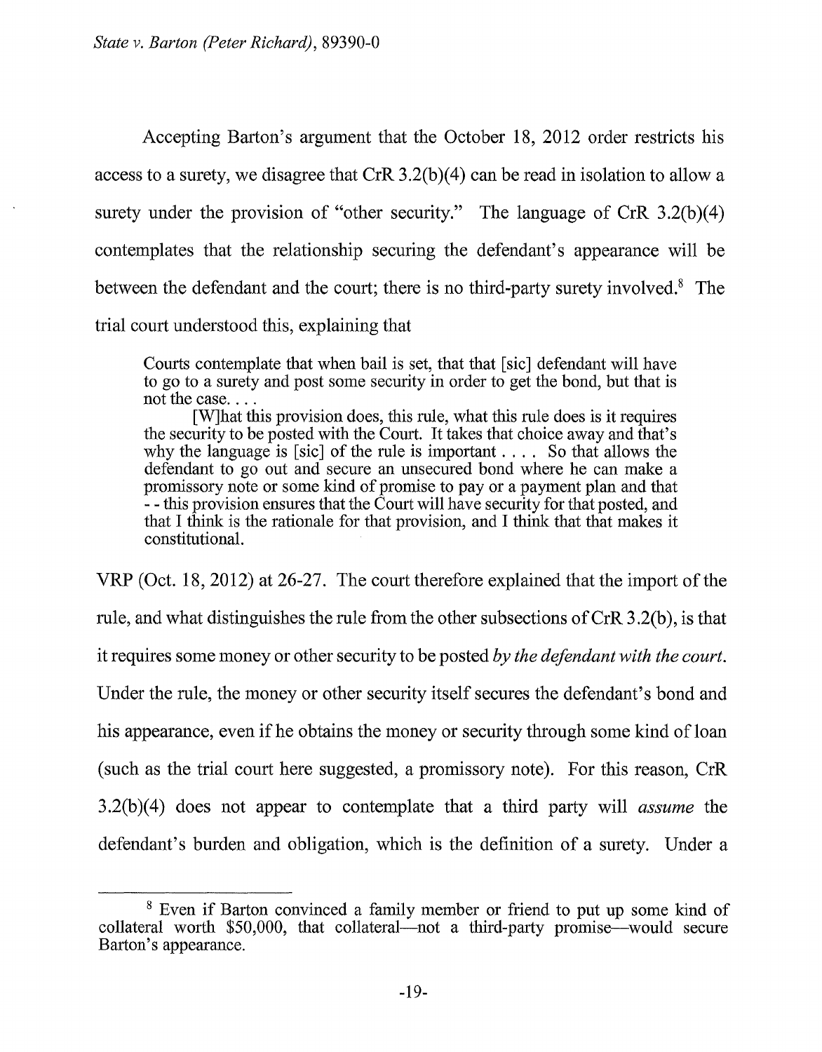Accepting Barton's argument that the October 18, 2012 order restricts his access to a surety, we disagree that CrR 3.2(b)(4) can be read in isolation to allow a surety under the provision of "other security." The language of CrR 3.2(b)(4) contemplates that the relationship securing the defendant's appearance will be between the defendant and the court; there is no third-party surety involved.[8] The trial court understood this, explaining that

> Courts contemplate that when bail is set, that that [sic] defendant will have to go to a surety and post some security in order to get the bond, but that is not the case. . . .
>
> [W]hat this provision does, this rule, what this rule does is it requires the security to be posted with the Court. It takes that choice away and that's why the language is [sic] of the rule is important . . . . So that allows the defendant to go out and secure an unsecured bond where he can make a promissory note or some kind of promise to pay or a payment plan and that - - this provision ensures that the Court will have security for that posted, and that I think is the rationale for that provision, and I think that that makes it constitutional.

VRP (Oct. 18, 2012) at 26-27. The court therefore explained that the import of the rule, and what distinguishes the rule from the other subsections of CrR 3.2(b), is that it requires some money or other security to be posted *by the defendant with the court*. Under the rule, the money or other security itself secures the defendant's bond and his appearance, even if he obtains the money or security through some kind of loan (such as the trial court here suggested, a promissory note). For this reason, CrR 3.2(b)(4) does not appear to contemplate that a third party will *assume* the defendant's burden and obligation, which is the definition of a surety. Under a

---

[8] Even if Barton convinced a family member or friend to put up some kind of collateral worth $50,000, that collateral—not a third-party promise—would secure Barton's appearance.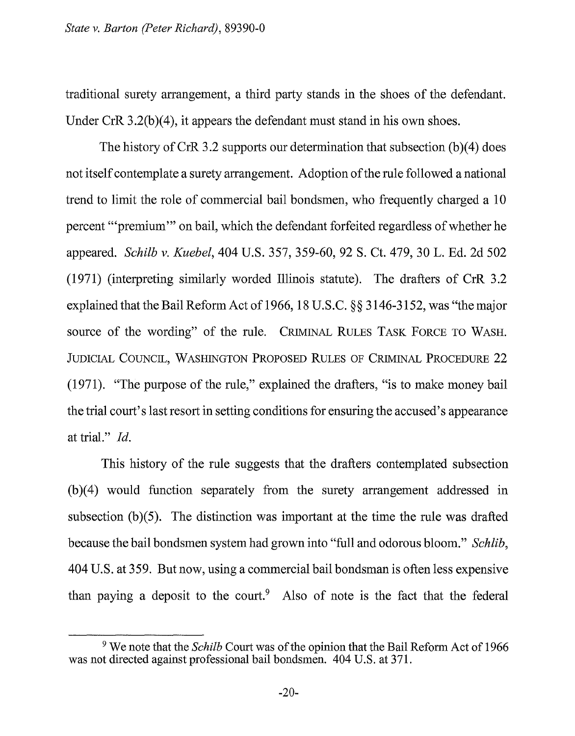traditional surety arrangement, a third party stands in the shoes of the defendant. Under CrR 3.2(b)(4), it appears the defendant must stand in his own shoes.

The history of CrR 3.2 supports our determination that subsection (b)(4) does not itself contemplate a surety arrangement. Adoption of the rule followed a national trend to limit the role of commercial bail bondsmen, who frequently charged a 10 percent "'premium'" on bail, which the defendant forfeited regardless of whether he appeared. *Schilb v. Kuebel*, 404 U.S. 357, 359-60, 92 S. Ct. 479, 30 L. Ed. 2d 502 (1971) (interpreting similarly worded Illinois statute). The drafters of CrR 3.2 explained that the Bail Reform Act of 1966, 18 U.S.C. §§ 3146-3152, was "the major source of the wording" of the rule. CRIMINAL RULES TASK FORCE TO WASH. JUDICIAL COUNCIL, WASHINGTON PROPOSED RULES OF CRIMINAL PROCEDURE 22 (1971). "The purpose of the rule," explained the drafters, "is to make money bail the trial court's last resort in setting conditions for ensuring the accused's appearance at trial." *Id.*

This history of the rule suggests that the drafters contemplated subsection (b)(4) would function separately from the surety arrangement addressed in subsection (b)(5). The distinction was important at the time the rule was drafted because the bail bondsmen system had grown into "full and odorous bloom." *Schlib*, 404 U.S. at 359. But now, using a commercial bail bondsman is often less expensive than paying a deposit to the court.[9] Also of note is the fact that the federal

---

[9] We note that the *Schilb* Court was of the opinion that the Bail Reform Act of 1966 was not directed against professional bail bondsmen. 404 U.S. at 371.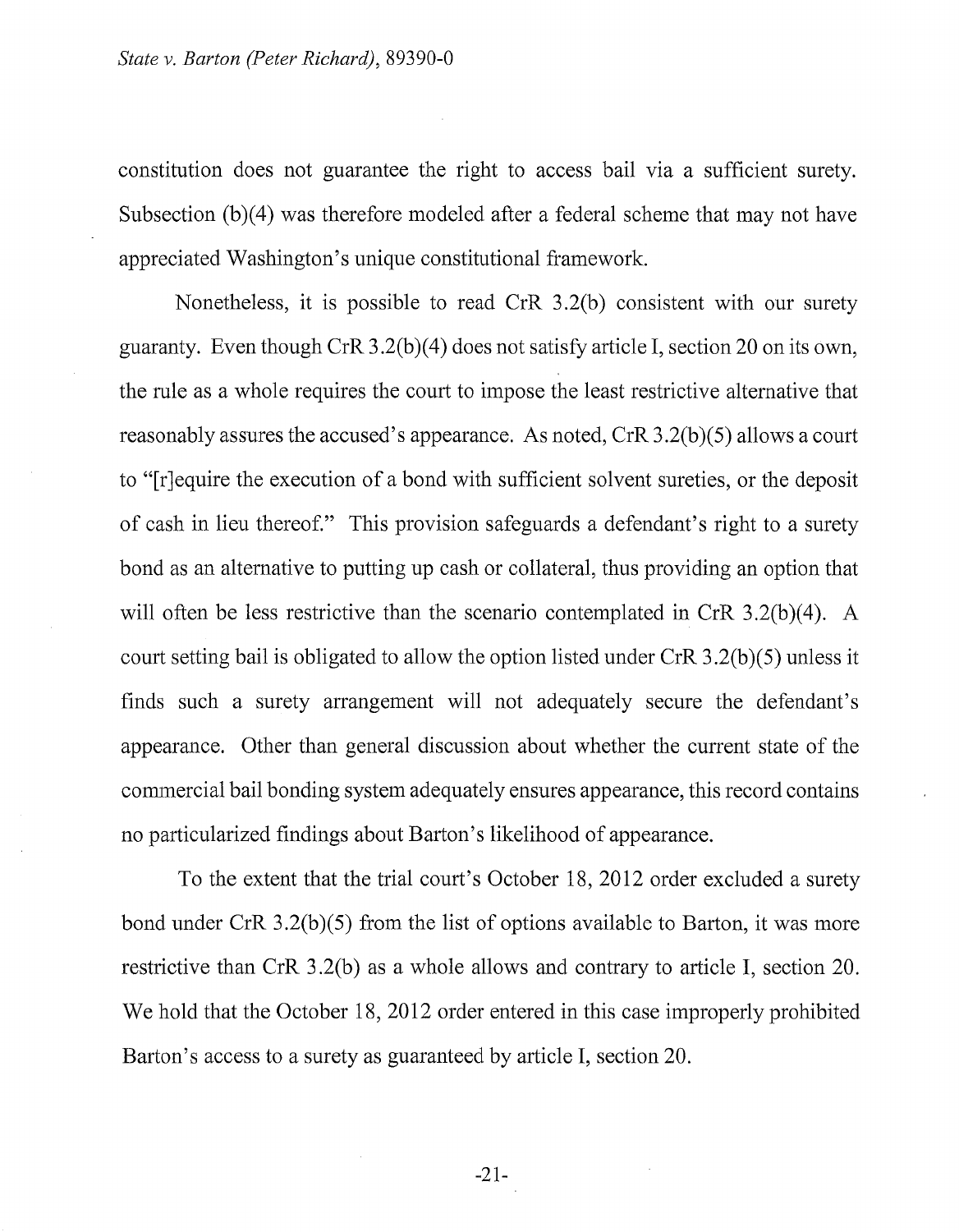constitution does not guarantee the right to access bail via a sufficient surety. Subsection (b)(4) was therefore modeled after a federal scheme that may not have appreciated Washington's unique constitutional framework.

Nonetheless, it is possible to read CrR 3.2(b) consistent with our surety guaranty. Even though CrR 3.2(b)(4) does not satisfy article I, section 20 on its own, the rule as a whole requires the court to impose the least restrictive alternative that reasonably assures the accused's appearance. As noted, CrR 3.2(b)(5) allows a court to "[r]equire the execution of a bond with sufficient solvent sureties, or the deposit of cash in lieu thereof." This provision safeguards a defendant's right to a surety bond as an alternative to putting up cash or collateral, thus providing an option that will often be less restrictive than the scenario contemplated in CrR 3.2(b)(4). A court setting bail is obligated to allow the option listed under CrR 3.2(b)(5) unless it finds such a surety arrangement will not adequately secure the defendant's appearance. Other than general discussion about whether the current state of the commercial bail bonding system adequately ensures appearance, this record contains no particularized findings about Barton's likelihood of appearance.

To the extent that the trial court's October 18, 2012 order excluded a surety bond under CrR 3.2(b)(5) from the list of options available to Barton, it was more restrictive than CrR 3.2(b) as a whole allows and contrary to article I, section 20. We hold that the October 18, 2012 order entered in this case improperly prohibited Barton's access to a surety as guaranteed by article I, section 20.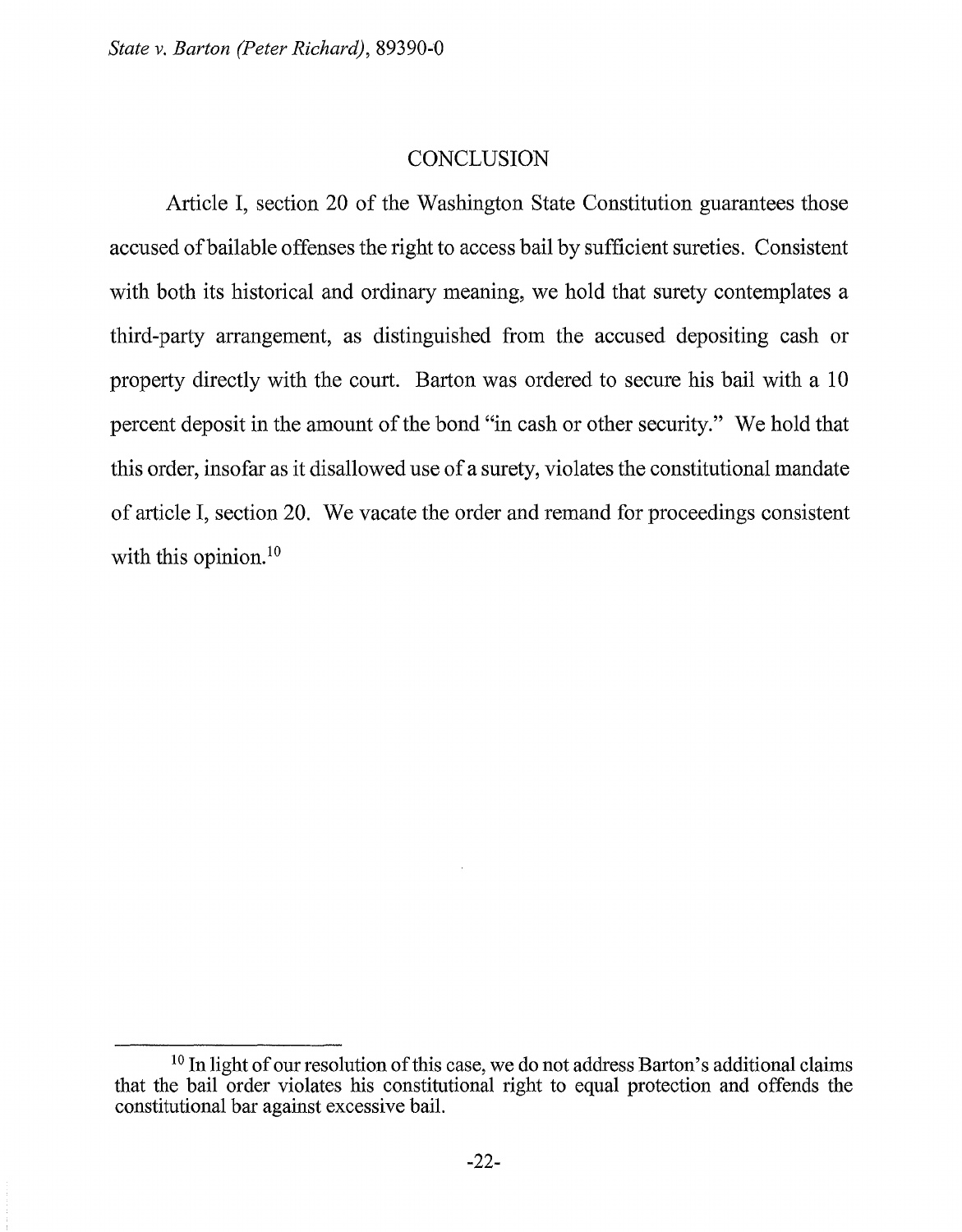## CONCLUSION

Article I, section 20 of the Washington State Constitution guarantees those accused of bailable offenses the right to access bail by sufficient sureties. Consistent with both its historical and ordinary meaning, we hold that surety contemplates a third-party arrangement, as distinguished from the accused depositing cash or property directly with the court. Barton was ordered to secure his bail with a 10 percent deposit in the amount of the bond "in cash or other security." We hold that this order, insofar as it disallowed use of a surety, violates the constitutional mandate of article I, section 20. We vacate the order and remand for proceedings consistent with this opinion.[10]

[10] In light of our resolution of this case, we do not address Barton's additional claims that the bail order violates his constitutional right to equal protection and offends the constitutional bar against excessive bail.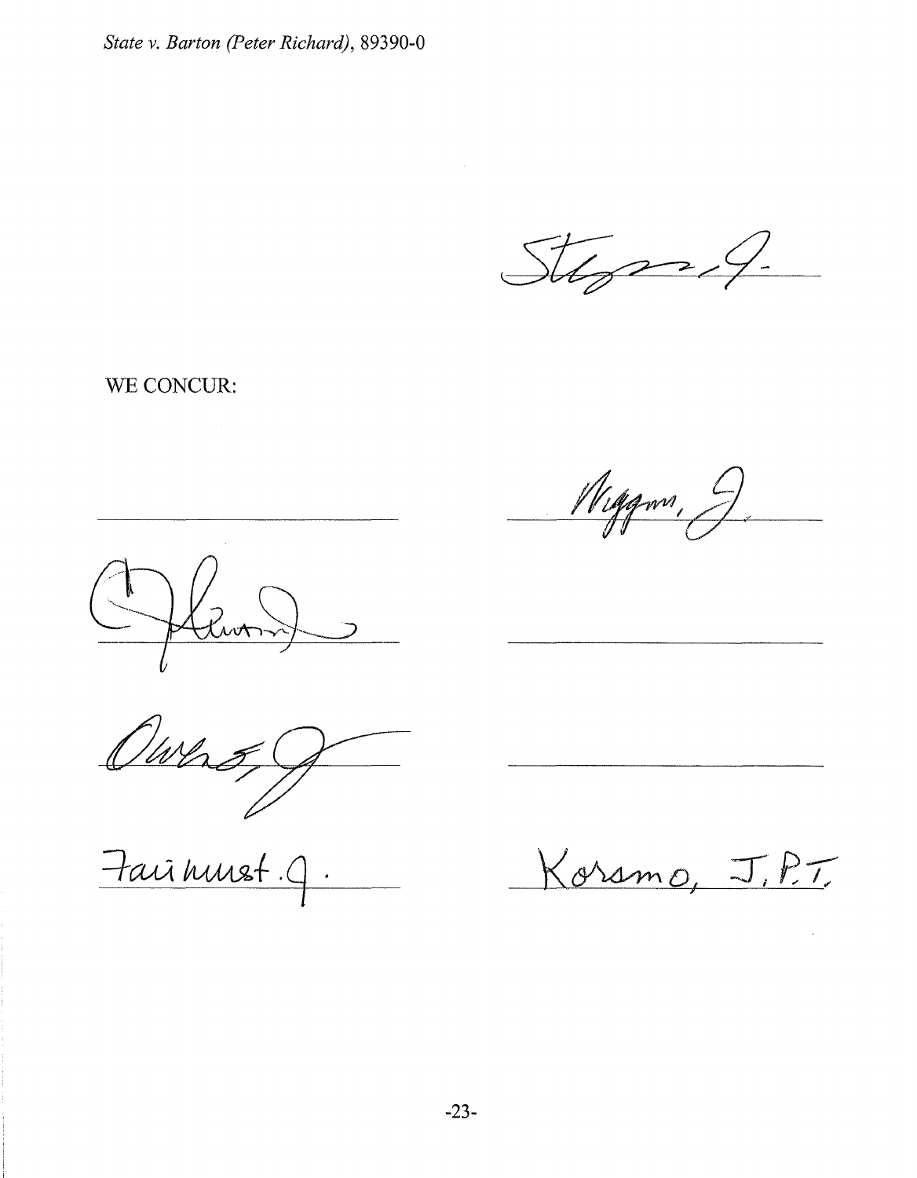Stephens, J.

WE CONCUR:

Wiggins, J.

Owens, J.

Fairhurst, J.

Korsmo, J.P.T.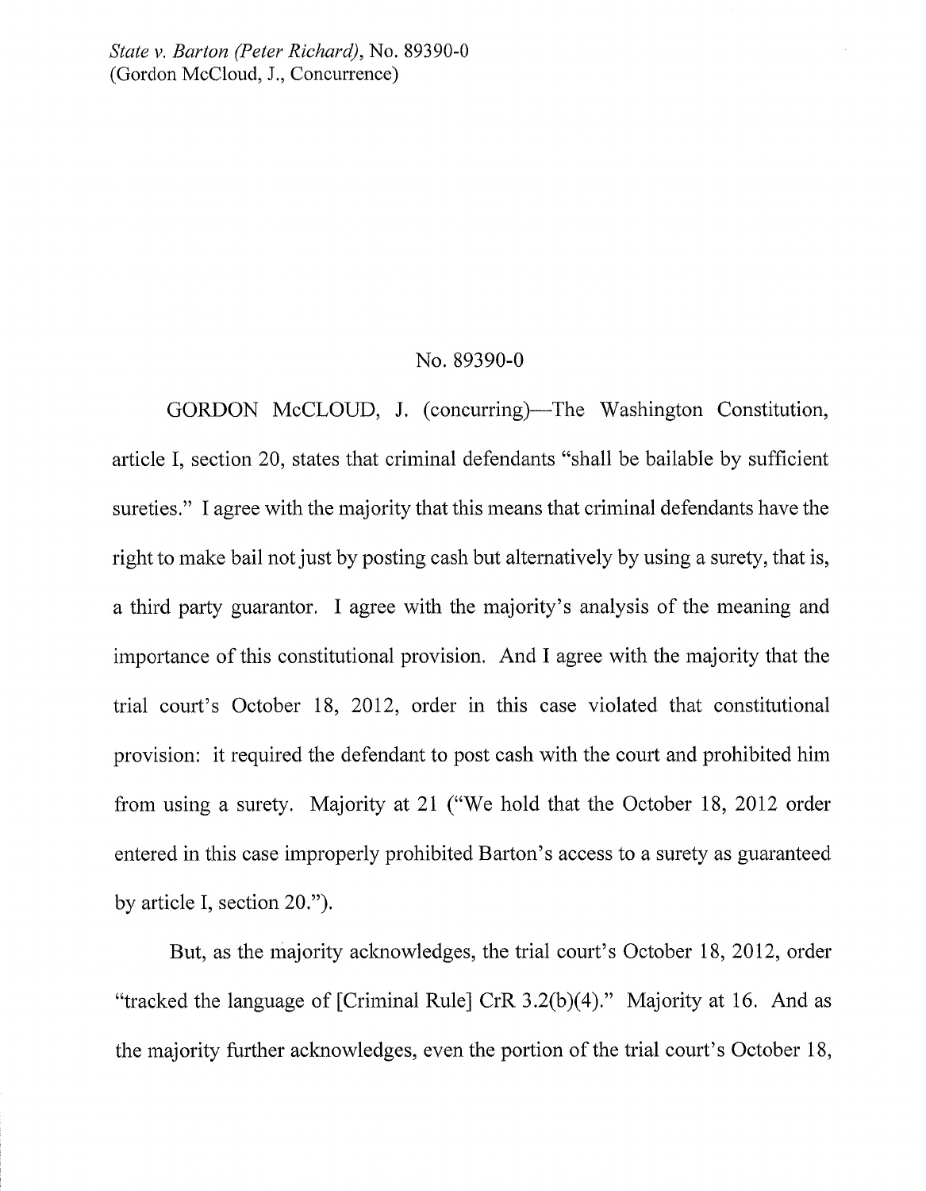No. 89390-0

GORDON McCLOUD, J. (concurring)—The Washington Constitution, article I, section 20, states that criminal defendants "shall be bailable by sufficient sureties." I agree with the majority that this means that criminal defendants have the right to make bail not just by posting cash but alternatively by using a surety, that is, a third party guarantor. I agree with the majority's analysis of the meaning and importance of this constitutional provision. And I agree with the majority that the trial court's October 18, 2012, order in this case violated that constitutional provision: it required the defendant to post cash with the court and prohibited him from using a surety. Majority at 21 ("We hold that the October 18, 2012 order entered in this case improperly prohibited Barton's access to a surety as guaranteed by article I, section 20.").

But, as the majority acknowledges, the trial court's October 18, 2012, order "tracked the language of [Criminal Rule] CrR 3.2(b)(4)." Majority at 16. And as the majority further acknowledges, even the portion of the trial court's October 18,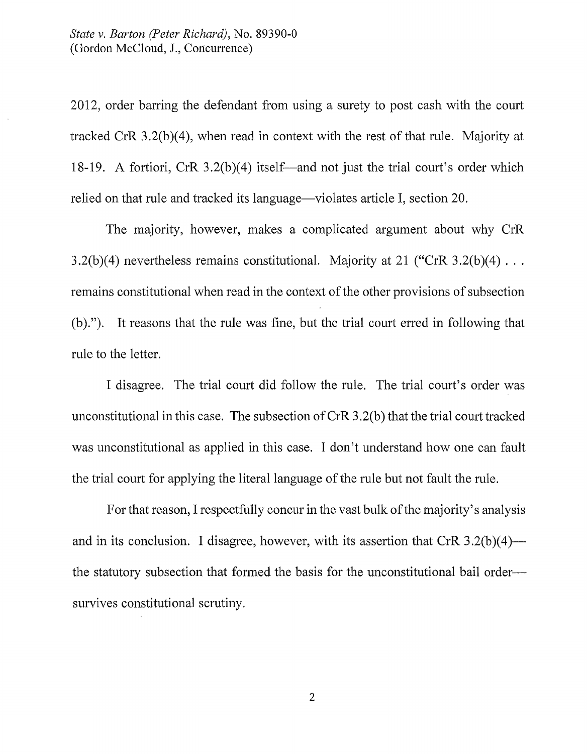2012, order barring the defendant from using a surety to post cash with the court tracked CrR 3.2(b)(4), when read in context with the rest of that rule. Majority at 18-19. A fortiori, CrR 3.2(b)(4) itself—and not just the trial court's order which relied on that rule and tracked its language—violates article I, section 20.

The majority, however, makes a complicated argument about why CrR 3.2(b)(4) nevertheless remains constitutional. Majority at 21 ("CrR 3.2(b)(4) . . . remains constitutional when read in the context of the other provisions of subsection (b)."). It reasons that the rule was fine, but the trial court erred in following that rule to the letter.

I disagree. The trial court did follow the rule. The trial court's order was unconstitutional in this case. The subsection of CrR 3.2(b) that the trial court tracked was unconstitutional as applied in this case. I don't understand how one can fault the trial court for applying the literal language of the rule but not fault the rule.

For that reason, I respectfully concur in the vast bulk of the majority's analysis and in its conclusion. I disagree, however, with its assertion that CrR 3.2(b)(4)—the statutory subsection that formed the basis for the unconstitutional bail order—survives constitutional scrutiny.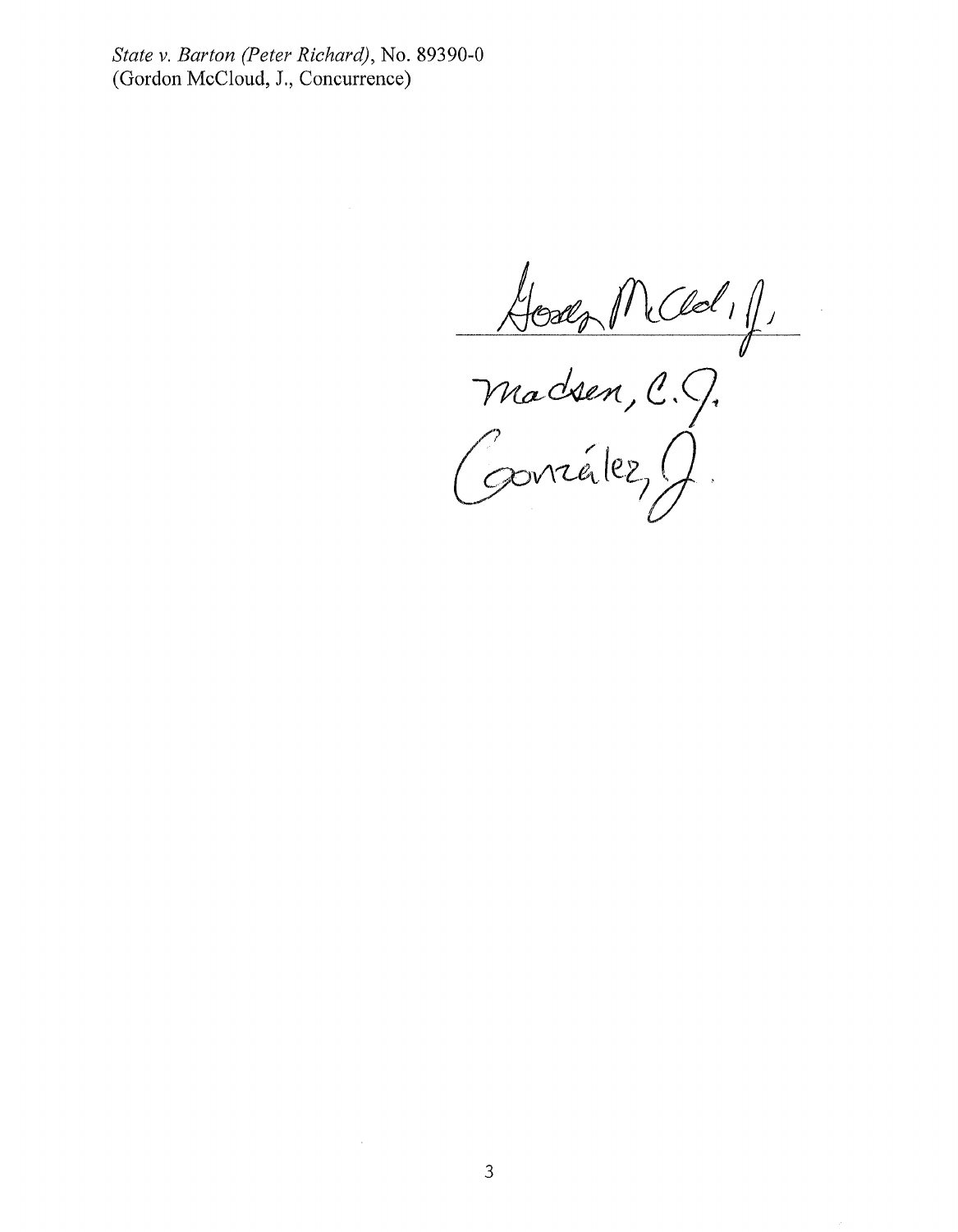Gordon McCloud, J.

Madsen, C.J.

González, J.